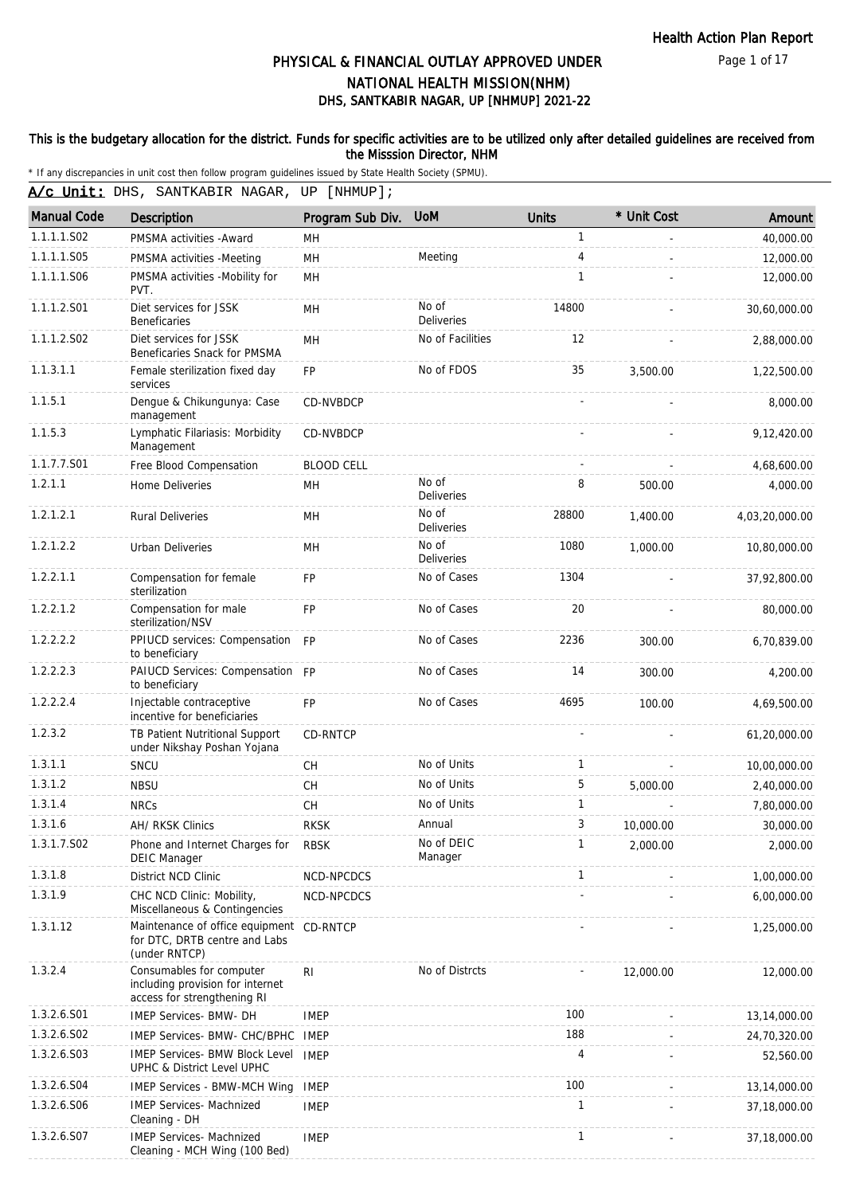# PHYSICAL & FINANCIAL OUTLAY APPROVED UNDER NATIONAL HEALTH MISSION(NHM)

## DHS, SANTKABIR NAGAR, UP [NHMUP] 2021-22

**This is the budgetary allocation for the district. Funds for specific activities are to be utilized only after detailed guidelines are received from the Misssion Director, NHM**

* If any discrepancies in unit cost then follow program guidelines issued by State Health Society (SPMU).

**A/c Unit:** DHS, SANTKABIR NAGAR, UP [NHMUP];

| Manual Code | Description | Program Sub Div. | UoM | Units | * Unit Cost | Amount |
|---|---|---|---|---|---|---|
| 1.1.1.1.S02 | PMSMA activities -Award | MH | | 1 | - | 40,000.00 |
| 1.1.1.1.S05 | PMSMA activities -Meeting | MH | Meeting | 4 | - | 12,000.00 |
| 1.1.1.1.S06 | PMSMA activities -Mobility for PVT. | MH | | 1 | - | 12,000.00 |
| 1.1.1.2.S01 | Diet services for JSSK Beneficaries | MH | No of Deliveries | 14800 | - | 30,60,000.00 |
| 1.1.1.2.S02 | Diet services for JSSK Beneficaries Snack for PMSMA | MH | No of Facilities | 12 | - | 2,88,000.00 |
| 1.1.3.1.1 | Female sterilization fixed day services | FP | No of FDOS | 35 | 3,500.00 | 1,22,500.00 |
| 1.1.5.1 | Dengue & Chikungunya: Case management | CD-NVBDCP | | - | - | 8,000.00 |
| 1.1.5.3 | Lymphatic Filariasis: Morbidity Management | CD-NVBDCP | | - | - | 9,12,420.00 |
| 1.1.7.7.S01 | Free Blood Compensation | BLOOD CELL | | - | - | 4,68,600.00 |
| 1.2.1.1 | Home Deliveries | MH | No of Deliveries | 8 | 500.00 | 4,000.00 |
| 1.2.1.2.1 | Rural Deliveries | MH | No of Deliveries | 28800 | 1,400.00 | 4,03,20,000.00 |
| 1.2.1.2.2 | Urban Deliveries | MH | No of Deliveries | 1080 | 1,000.00 | 10,80,000.00 |
| 1.2.2.1.1 | Compensation for female sterilization | FP | No of Cases | 1304 | - | 37,92,800.00 |
| 1.2.2.1.2 | Compensation for male sterilization/NSV | FP | No of Cases | 20 | - | 80,000.00 |
| 1.2.2.2.2 | PPIUCD services: Compensation to beneficiary | FP | No of Cases | 2236 | 300.00 | 6,70,839.00 |
| 1.2.2.2.3 | PAIUCD Services: Compensation to beneficiary | FP | No of Cases | 14 | 300.00 | 4,200.00 |
| 1.2.2.2.4 | Injectable contraceptive incentive for beneficiaries | FP | No of Cases | 4695 | 100.00 | 4,69,500.00 |
| 1.2.3.2 | TB Patient Nutritional Support under Nikshay Poshan Yojana | CD-RNTCP | | - | - | 61,20,000.00 |
| 1.3.1.1 | SNCU | CH | No of Units | 1 | - | 10,00,000.00 |
| 1.3.1.2 | NBSU | CH | No of Units | 5 | 5,000.00 | 2,40,000.00 |
| 1.3.1.4 | NRCs | CH | No of Units | 1 | - | 7,80,000.00 |
| 1.3.1.6 | AH/ RKSK Clinics | RKSK | Annual | 3 | 10,000.00 | 30,000.00 |
| 1.3.1.7.S02 | Phone and Internet Charges for DEIC Manager | RBSK | No of DEIC Manager | 1 | 2,000.00 | 2,000.00 |
| 1.3.1.8 | District NCD Clinic | NCD-NPCDCS | | 1 | - | 1,00,000.00 |
| 1.3.1.9 | CHC NCD Clinic: Mobility, Miscellaneous & Contingencies | NCD-NPCDCS | | - | - | 6,00,000.00 |
| 1.3.1.12 | Maintenance of office equipment for DTC, DRTB centre and Labs (under RNTCP) | CD-RNTCP | | - | - | 1,25,000.00 |
| 1.3.2.4 | Consumables for computer including provision for internet access for strengthening RI | RI | No of Distrcts | - | 12,000.00 | 12,000.00 |
| 1.3.2.6.S01 | IMEP Services- BMW- DH | IMEP | | 100 | - | 13,14,000.00 |
| 1.3.2.6.S02 | IMEP Services- BMW- CHC/BPHC | IMEP | | 188 | - | 24,70,320.00 |
| 1.3.2.6.S03 | IMEP Services- BMW Block Level UPHC & District Level UPHC | IMEP | | 4 | - | 52,560.00 |
| 1.3.2.6.S04 | IMEP Services - BMW-MCH Wing | IMEP | | 100 | - | 13,14,000.00 |
| 1.3.2.6.S06 | IMEP Services- Machnized Cleaning - DH | IMEP | | 1 | - | 37,18,000.00 |
| 1.3.2.6.S07 | IMEP Services- Machnized Cleaning - MCH Wing (100 Bed) | IMEP | | 1 | - | 37,18,000.00 |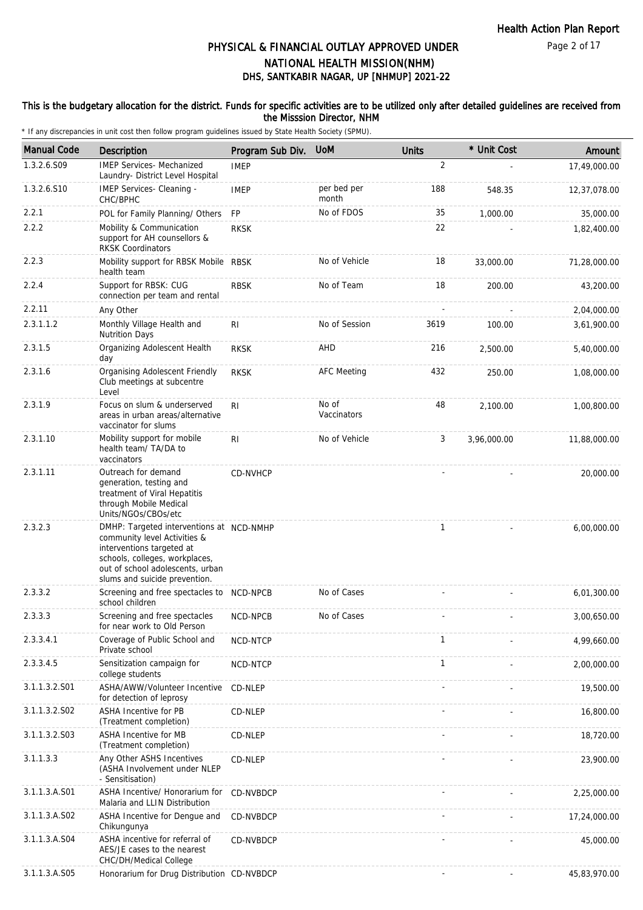# PHYSICAL & FINANCIAL OUTLAY APPROVED UNDER NATIONAL HEALTH MISSION(NHM)
## DHS, SANTKABIR NAGAR, UP [NHMUP] 2021-22

**This is the budgetary allocation for the district. Funds for specific activities are to be utilized only after detailed guidelines are received from the Misssion Director, NHM**

\* If any discrepancies in unit cost then follow program guidelines issued by State Health Society (SPMU).

| Manual Code | Description | Program Sub Div. | UoM | Units | * Unit Cost | Amount |
|---|---|---|---|---|---|---|
| 1.3.2.6.S09 | IMEP Services- Mechanized Laundry- District Level Hospital | IMEP | | 2 | - | 17,49,000.00 |
| 1.3.2.6.S10 | IMEP Services- Cleaning - CHC/BPHC | IMEP | per bed per month | 188 | 548.35 | 12,37,078.00 |
| 2.2.1 | POL for Family Planning/ Others | FP | No of FDOS | 35 | 1,000.00 | 35,000.00 |
| 2.2.2 | Mobility & Communication support for AH counsellors & RKSK Coordinators | RKSK | | 22 | - | 1,82,400.00 |
| 2.2.3 | Mobility support for RBSK Mobile health team | RBSK | No of Vehicle | 18 | 33,000.00 | 71,28,000.00 |
| 2.2.4 | Support for RBSK: CUG connection per team and rental | RBSK | No of Team | 18 | 200.00 | 43,200.00 |
| 2.2.11 | Any Other | | | - | - | 2,04,000.00 |
| 2.3.1.1.2 | Monthly Village Health and Nutrition Days | RI | No of Session | 3619 | 100.00 | 3,61,900.00 |
| 2.3.1.5 | Organizing Adolescent Health day | RKSK | AHD | 216 | 2,500.00 | 5,40,000.00 |
| 2.3.1.6 | Organising Adolescent Friendly Club meetings at subcentre Level | RKSK | AFC Meeting | 432 | 250.00 | 1,08,000.00 |
| 2.3.1.9 | Focus on slum & underserved areas in urban areas/alternative vaccinator for slums | RI | No of Vaccinators | 48 | 2,100.00 | 1,00,800.00 |
| 2.3.1.10 | Mobility support for mobile health team/ TA/DA to vaccinators | RI | No of Vehicle | 3 | 3,96,000.00 | 11,88,000.00 |
| 2.3.1.11 | Outreach for demand generation, testing and treatment of Viral Hepatitis through Mobile Medical Units/NGOs/CBOs/etc | CD-NVHCP | | - | - | 20,000.00 |
| 2.3.2.3 | DMHP: Targeted interventions at community level Activities & interventions targeted at schools, colleges, workplaces, out of school adolescents, urban slums and suicide prevention. | NCD-NMHP | | 1 | - | 6,00,000.00 |
| 2.3.3.2 | Screening and free spectacles to school children | NCD-NPCB | No of Cases | - | - | 6,01,300.00 |
| 2.3.3.3 | Screening and free spectacles for near work to Old Person | NCD-NPCB | No of Cases | - | - | 3,00,650.00 |
| 2.3.3.4.1 | Coverage of Public School and Private school | NCD-NTCP | | 1 | - | 4,99,660.00 |
| 2.3.3.4.5 | Sensitization campaign for college students | NCD-NTCP | | 1 | - | 2,00,000.00 |
| 3.1.1.3.2.S01 | ASHA/AWW/Volunteer Incentive for detection of leprosy | CD-NLEP | | - | - | 19,500.00 |
| 3.1.1.3.2.S02 | ASHA Incentive for PB (Treatment completion) | CD-NLEP | | - | - | 16,800.00 |
| 3.1.1.3.2.S03 | ASHA Incentive for MB (Treatment completion) | CD-NLEP | | - | - | 18,720.00 |
| 3.1.1.3.3 | Any Other ASHS Incentives (ASHA Involvement under NLEP - Sensitisation) | CD-NLEP | | - | - | 23,900.00 |
| 3.1.1.3.A.S01 | ASHA Incentive/ Honorarium for Malaria and LLIN Distribution | CD-NVBDCP | | - | - | 2,25,000.00 |
| 3.1.1.3.A.S02 | ASHA Incentive for Dengue and Chikungunya | CD-NVBDCP | | - | - | 17,24,000.00 |
| 3.1.1.3.A.S04 | ASHA incentive for referral of AES/JE cases to the nearest CHC/DH/Medical College | CD-NVBDCP | | - | - | 45,000.00 |
| 3.1.1.3.A.S05 | Honorarium for Drug Distribution | CD-NVBDCP | | - | - | 45,83,970.00 |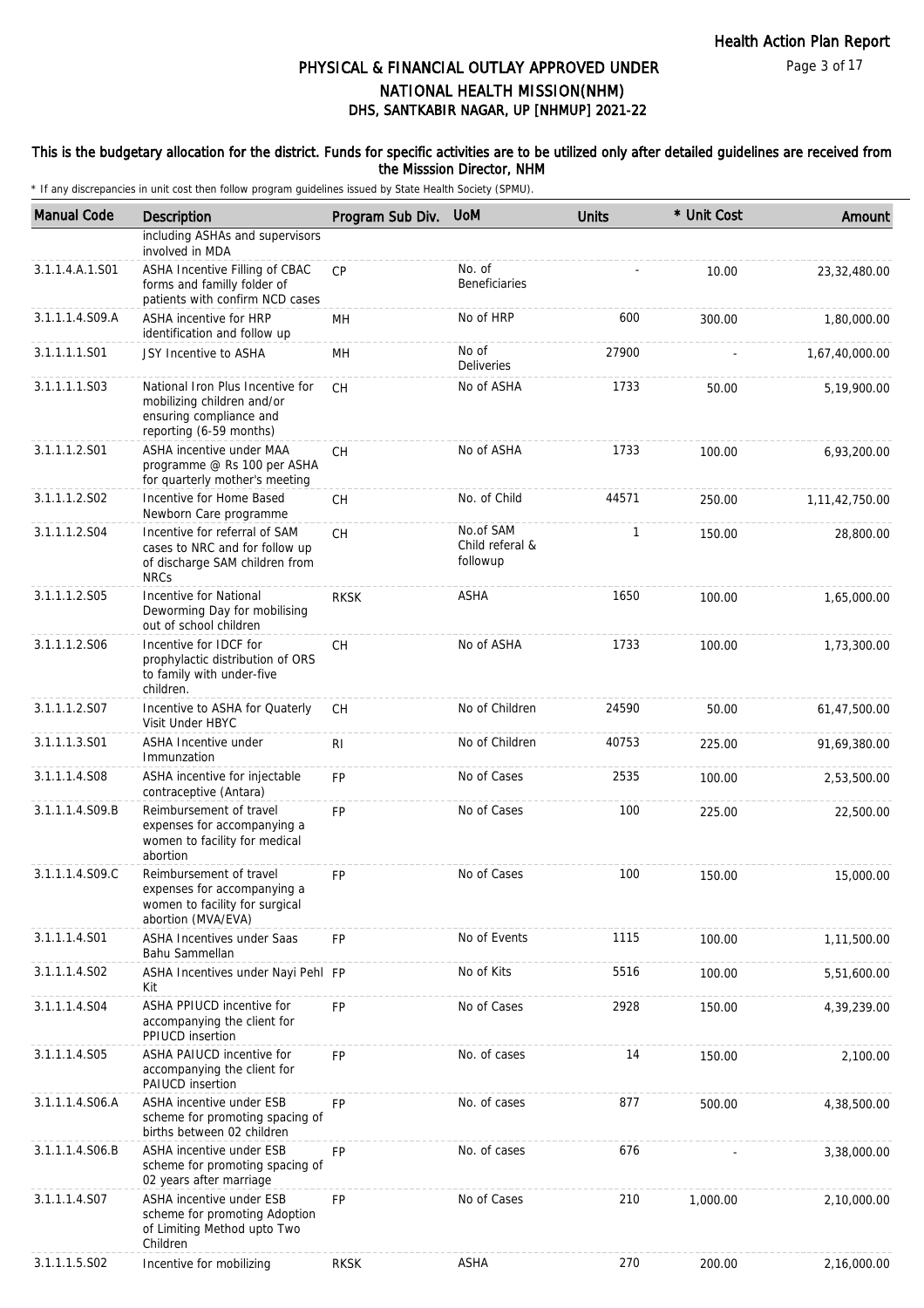# PHYSICAL & FINANCIAL OUTLAY APPROVED UNDER NATIONAL HEALTH MISSION(NHM)

## DHS, SANTKABIR NAGAR, UP [NHMUP] 2021-22

**This is the budgetary allocation for the district. Funds for specific activities are to be utilized only after detailed guidelines are received from the Misssion Director, NHM**

\* If any discrepancies in unit cost then follow program guidelines issued by State Health Society (SPMU).

| Manual Code | Description | Program Sub Div. | UoM | Units | * Unit Cost | Amount |
|---|---|---|---|---|---|---|
| | including ASHAs and supervisors involved in MDA | | | | | |
| 3.1.1.4.A.1.S01 | ASHA Incentive Filling of CBAC forms and familly folder of patients with confirm NCD cases | CP | No. of Beneficiaries | - | 10.00 | 23,32,480.00 |
| 3.1.1.1.4.S09.A | ASHA incentive for HRP identification and follow up | MH | No of HRP | 600 | 300.00 | 1,80,000.00 |
| 3.1.1.1.1.S01 | JSY Incentive to ASHA | MH | No of Deliveries | 27900 | - | 1,67,40,000.00 |
| 3.1.1.1.1.S03 | National Iron Plus Incentive for mobilizing children and/or ensuring compliance and reporting (6-59 months) | CH | No of ASHA | 1733 | 50.00 | 5,19,900.00 |
| 3.1.1.1.2.S01 | ASHA incentive under MAA programme @ Rs 100 per ASHA for quarterly mother's meeting | CH | No of ASHA | 1733 | 100.00 | 6,93,200.00 |
| 3.1.1.1.2.S02 | Incentive for Home Based Newborn Care programme | CH | No. of Child | 44571 | 250.00 | 1,11,42,750.00 |
| 3.1.1.1.2.S04 | Incentive for referral of SAM cases to NRC and for follow up of discharge SAM children from NRCs | CH | No.of SAM Child referal & followup | 1 | 150.00 | 28,800.00 |
| 3.1.1.1.2.S05 | Incentive for National Deworming Day for mobilising out of school children | RKSK | ASHA | 1650 | 100.00 | 1,65,000.00 |
| 3.1.1.1.2.S06 | Incentive for IDCF for prophylactic distribution of ORS to family with under-five children. | CH | No of ASHA | 1733 | 100.00 | 1,73,300.00 |
| 3.1.1.1.2.S07 | Incentive to ASHA for Quaterly Visit Under HBYC | CH | No of Children | 24590 | 50.00 | 61,47,500.00 |
| 3.1.1.1.3.S01 | ASHA Incentive under Immunzation | RI | No of Children | 40753 | 225.00 | 91,69,380.00 |
| 3.1.1.1.4.S08 | ASHA incentive for injectable contraceptive (Antara) | FP | No of Cases | 2535 | 100.00 | 2,53,500.00 |
| 3.1.1.1.4.S09.B | Reimbursement of travel expenses for accompanying a women to facility for medical abortion | FP | No of Cases | 100 | 225.00 | 22,500.00 |
| 3.1.1.1.4.S09.C | Reimbursement of travel expenses for accompanying a women to facility for surgical abortion (MVA/EVA) | FP | No of Cases | 100 | 150.00 | 15,000.00 |
| 3.1.1.1.4.S01 | ASHA Incentives under Saas Bahu Sammellan | FP | No of Events | 1115 | 100.00 | 1,11,500.00 |
| 3.1.1.1.4.S02 | ASHA Incentives under Nayi Pehl Kit | FP | No of Kits | 5516 | 100.00 | 5,51,600.00 |
| 3.1.1.1.4.S04 | ASHA PPIUCD incentive for accompanying the client for PPIUCD insertion | FP | No of Cases | 2928 | 150.00 | 4,39,239.00 |
| 3.1.1.1.4.S05 | ASHA PAIUCD incentive for accompanying the client for PAIUCD insertion | FP | No. of cases | 14 | 150.00 | 2,100.00 |
| 3.1.1.1.4.S06.A | ASHA incentive under ESB scheme for promoting spacing of births between 02 children | FP | No. of cases | 877 | 500.00 | 4,38,500.00 |
| 3.1.1.1.4.S06.B | ASHA incentive under ESB scheme for promoting spacing of 02 years after marriage | FP | No. of cases | 676 | - | 3,38,000.00 |
| 3.1.1.1.4.S07 | ASHA incentive under ESB scheme for promoting Adoption of Limiting Method upto Two Children | FP | No of Cases | 210 | 1,000.00 | 2,10,000.00 |
| 3.1.1.1.5.S02 | Incentive for mobilizing | RKSK | ASHA | 270 | 200.00 | 2,16,000.00 |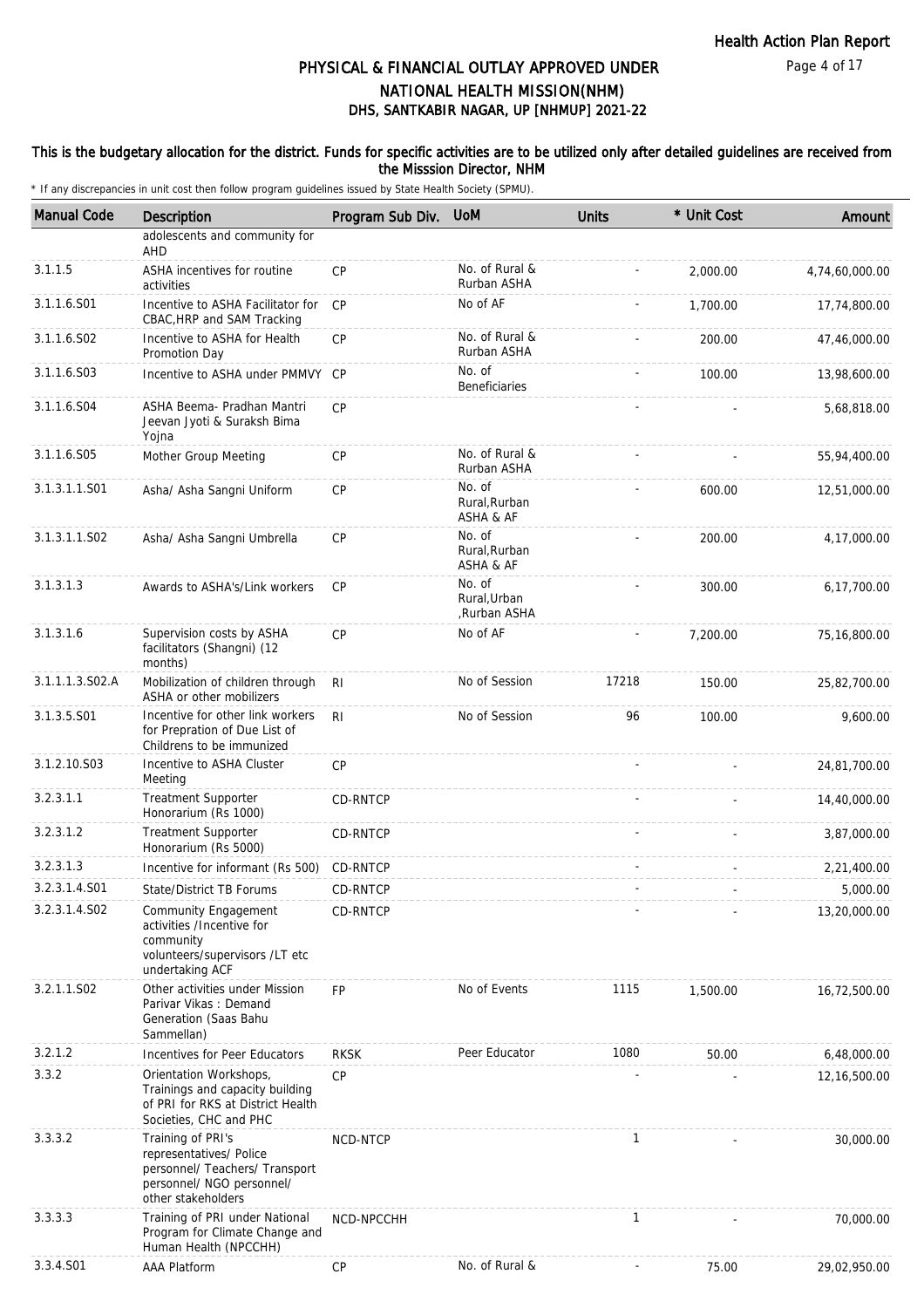# PHYSICAL & FINANCIAL OUTLAY APPROVED UNDER NATIONAL HEALTH MISSION(NHM)
## DHS, SANTKABIR NAGAR, UP [NHMUP] 2021-22

**This is the budgetary allocation for the district. Funds for specific activities are to be utilized only after detailed guidelines are received from the Misssion Director, NHM**

\* If any discrepancies in unit cost then follow program guidelines issued by State Health Society (SPMU).

| Manual Code | Description | Program Sub Div. | UoM | Units | * Unit Cost | Amount |
|---|---|---|---|---|---|---|
| | adolescents and community for AHD | | | | | |
| 3.1.1.5 | ASHA incentives for routine activities | CP | No. of Rural & Rurban ASHA | - | 2,000.00 | 4,74,60,000.00 |
| 3.1.1.6.S01 | Incentive to ASHA Facilitator for CBAC,HRP and SAM Tracking | CP | No of AF | - | 1,700.00 | 17,74,800.00 |
| 3.1.1.6.S02 | Incentive to ASHA for Health Promotion Day | CP | No. of Rural & Rurban ASHA | - | 200.00 | 47,46,000.00 |
| 3.1.1.6.S03 | Incentive to ASHA under PMMVY | CP | No. of Beneficiaries | - | 100.00 | 13,98,600.00 |
| 3.1.1.6.S04 | ASHA Beema- Pradhan Mantri Jeevan Jyoti & Suraksh Bima Yojna | CP | | - | - | 5,68,818.00 |
| 3.1.1.6.S05 | Mother Group Meeting | CP | No. of Rural & Rurban ASHA | - | - | 55,94,400.00 |
| 3.1.3.1.1.S01 | Asha/ Asha Sangni Uniform | CP | No. of Rural,Rurban ASHA & AF | - | 600.00 | 12,51,000.00 |
| 3.1.3.1.1.S02 | Asha/ Asha Sangni Umbrella | CP | No. of Rural,Rurban ASHA & AF | - | 200.00 | 4,17,000.00 |
| 3.1.3.1.3 | Awards to ASHA's/Link workers | CP | No. of Rural,Urban ,Rurban ASHA | - | 300.00 | 6,17,700.00 |
| 3.1.3.1.6 | Supervision costs by ASHA facilitators (Shangni) (12 months) | CP | No of AF | - | 7,200.00 | 75,16,800.00 |
| 3.1.1.1.3.S02.A | Mobilization of children through ASHA or other mobilizers | RI | No of Session | 17218 | 150.00 | 25,82,700.00 |
| 3.1.3.5.S01 | Incentive for other link workers for Prepration of Due List of Childrens to be immunized | RI | No of Session | 96 | 100.00 | 9,600.00 |
| 3.1.2.10.S03 | Incentive to ASHA Cluster Meeting | CP | | - | - | 24,81,700.00 |
| 3.2.3.1.1 | Treatment Supporter Honorarium (Rs 1000) | CD-RNTCP | | - | - | 14,40,000.00 |
| 3.2.3.1.2 | Treatment Supporter Honorarium (Rs 5000) | CD-RNTCP | | - | - | 3,87,000.00 |
| 3.2.3.1.3 | Incentive for informant (Rs 500) | CD-RNTCP | | - | - | 2,21,400.00 |
| 3.2.3.1.4.S01 | State/District TB Forums | CD-RNTCP | | - | - | 5,000.00 |
| 3.2.3.1.4.S02 | Community Engagement activities /Incentive for community volunteers/supervisors /LT etc undertaking ACF | CD-RNTCP | | - | - | 13,20,000.00 |
| 3.2.1.1.S02 | Other activities under Mission Parivar Vikas : Demand Generation (Saas Bahu Sammellan) | FP | No of Events | 1115 | 1,500.00 | 16,72,500.00 |
| 3.2.1.2 | Incentives for Peer Educators | RKSK | Peer Educator | 1080 | 50.00 | 6,48,000.00 |
| 3.3.2 | Orientation Workshops, Trainings and capacity building of PRI for RKS at District Health Societies, CHC and PHC | CP | | - | - | 12,16,500.00 |
| 3.3.3.2 | Training of PRI's representatives/ Police personnel/ Teachers/ Transport personnel/ NGO personnel/ other stakeholders | NCD-NTCP | | 1 | - | 30,000.00 |
| 3.3.3.3 | Training of PRI under National Program for Climate Change and Human Health (NPCCHH) | NCD-NPCCHH | | 1 | - | 70,000.00 |
| 3.3.4.S01 | AAA Platform | CP | No. of Rural & | - | 75.00 | 29,02,950.00 |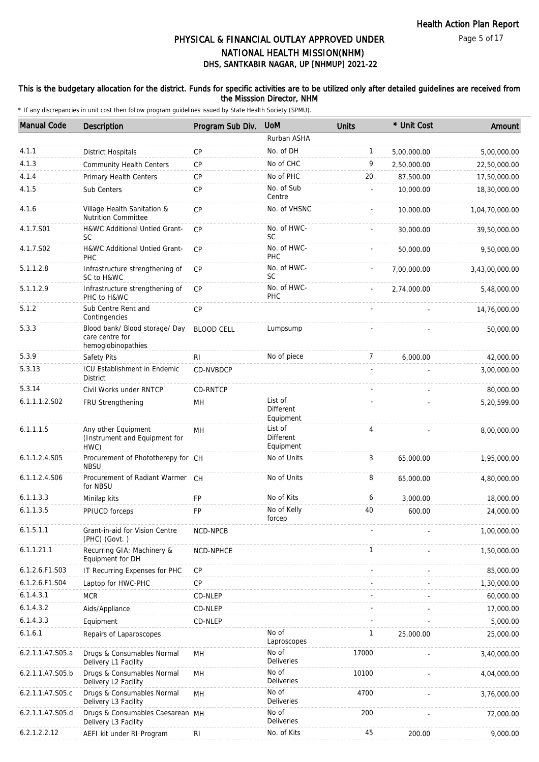# PHYSICAL & FINANCIAL OUTLAY APPROVED UNDER NATIONAL HEALTH MISSION(NHM)

## DHS, SANTKABIR NAGAR, UP [NHMUP] 2021-22

**This is the budgetary allocation for the district. Funds for specific activities are to be utilized only after detailed guidelines are received from the Misssion Director, NHM**

\* If any discrepancies in unit cost then follow program guidelines issued by State Health Society (SPMU).

| Manual Code | Description | Program Sub Div. | UoM | Units | * Unit Cost | Amount |
|---|---|---|---|---|---|---|
| | | | Rurban ASHA | | | |
| 4.1.1 | District Hospitals | CP | No. of DH | 1 | 5,00,000.00 | 5,00,000.00 |
| 4.1.3 | Community Health Centers | CP | No of CHC | 9 | 2,50,000.00 | 22,50,000.00 |
| 4.1.4 | Primary Health Centers | CP | No of PHC | 20 | 87,500.00 | 17,50,000.00 |
| 4.1.5 | Sub Centers | CP | No. of Sub Centre | - | 10,000.00 | 18,30,000.00 |
| 4.1.6 | Village Health Sanitation & Nutrition Committee | CP | No. of VHSNC | - | 10,000.00 | 1,04,70,000.00 |
| 4.1.7.S01 | H&WC Additional Untied Grant-SC | CP | No. of HWC-SC | - | 30,000.00 | 39,50,000.00 |
| 4.1.7.S02 | H&WC Additional Untied Grant-PHC | CP | No. of HWC-PHC | - | 50,000.00 | 9,50,000.00 |
| 5.1.1.2.8 | Infrastructure strengthening of SC to H&WC | CP | No. of HWC-SC | - | 7,00,000.00 | 3,43,00,000.00 |
| 5.1.1.2.9 | Infrastructure strengthening of PHC to H&WC | CP | No. of HWC-PHC | - | 2,74,000.00 | 5,48,000.00 |
| 5.1.2 | Sub Centre Rent and Contingencies | CP | | - | - | 14,76,000.00 |
| 5.3.3 | Blood bank/ Blood storage/ Day care centre for hemoglobinopathies | BLOOD CELL | Lumpsump | - | - | 50,000.00 |
| 5.3.9 | Safety Pits | RI | No of piece | 7 | 6,000.00 | 42,000.00 |
| 5.3.13 | ICU Establishment in Endemic District | CD-NVBDCP | | - | - | 3,00,000.00 |
| 5.3.14 | Civil Works under RNTCP | CD-RNTCP | | - | - | 80,000.00 |
| 6.1.1.1.2.S02 | FRU Strengthening | MH | List of Different Equipment | - | - | 5,20,599.00 |
| 6.1.1.1.5 | Any other Equipment (Instrument and Equipment for HWC) | MH | List of Different Equipment | 4 | - | 8,00,000.00 |
| 6.1.1.2.4.S05 | Procurement of Phototherepy for NBSU | CH | No of Units | 3 | 65,000.00 | 1,95,000.00 |
| 6.1.1.2.4.S06 | Procurement of Radiant Warmer for NBSU | CH | No of Units | 8 | 65,000.00 | 4,80,000.00 |
| 6.1.1.3.3 | Minilap kits | FP | No of Kits | 6 | 3,000.00 | 18,000.00 |
| 6.1.1.3.5 | PPIUCD forceps | FP | No of Kelly forcep | 40 | 600.00 | 24,000.00 |
| 6.1.5.1.1 | Grant-in-aid for Vision Centre (PHC) (Govt. ) | NCD-NPCB | | - | - | 1,00,000.00 |
| 6.1.1.21.1 | Recurring GIA: Machinery & Equipment for DH | NCD-NPHCE | | 1 | - | 1,50,000.00 |
| 6.1.2.6.F1.S03 | IT Recurring Expenses for PHC | CP | | - | - | 85,000.00 |
| 6.1.2.6.F1.S04 | Laptop for HWC-PHC | CP | | - | - | 1,30,000.00 |
| 6.1.4.3.1 | MCR | CD-NLEP | | - | - | 60,000.00 |
| 6.1.4.3.2 | Aids/Appliance | CD-NLEP | | - | - | 17,000.00 |
| 6.1.4.3.3 | Equipment | CD-NLEP | | - | - | 5,000.00 |
| 6.1.6.1 | Repairs of Laparoscopes | | No of Laproscopes | 1 | 25,000.00 | 25,000.00 |
| 6.2.1.1.A7.S05.a | Drugs & Consumables Normal Delivery L1 Facility | MH | No of Deliveries | 17000 | - | 3,40,000.00 |
| 6.2.1.1.A7.S05.b | Drugs & Consumables Normal Delivery L2 Facility | MH | No of Deliveries | 10100 | - | 4,04,000.00 |
| 6.2.1.1.A7.S05.c | Drugs & Consumables Normal Delivery L3 Facility | MH | No of Deliveries | 4700 | - | 3,76,000.00 |
| 6.2.1.1.A7.S05.d | Drugs & Consumables Caesarean Delivery L3 Facility | MH | No of Deliveries | 200 | - | 72,000.00 |
| 6.2.1.2.2.12 | AEFI kit under RI Program | RI | No. of Kits | 45 | 200.00 | 9,000.00 |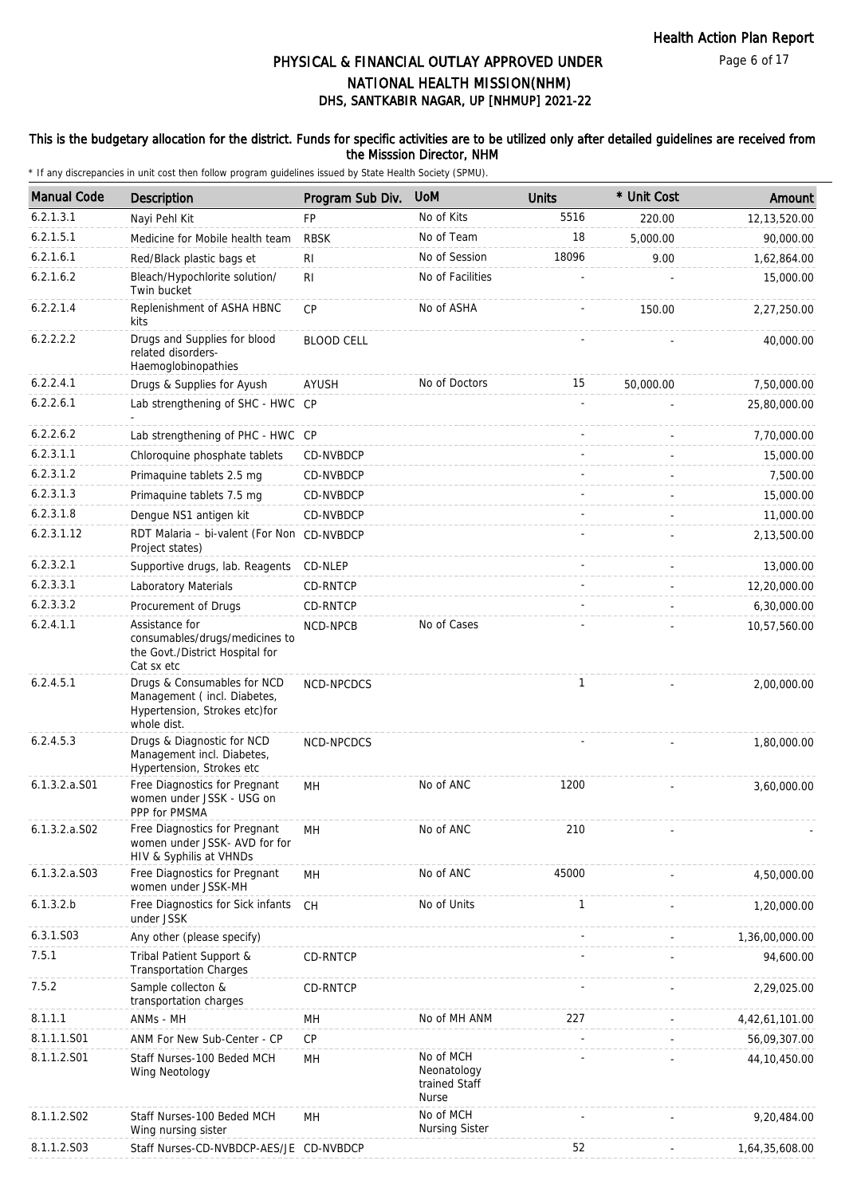# PHYSICAL & FINANCIAL OUTLAY APPROVED UNDER NATIONAL HEALTH MISSION(NHM)

## DHS, SANTKABIR NAGAR, UP [NHMUP] 2021-22

**This is the budgetary allocation for the district. Funds for specific activities are to be utilized only after detailed guidelines are received from the Misssion Director, NHM**

\* If any discrepancies in unit cost then follow program guidelines issued by State Health Society (SPMU).

| Manual Code | Description | Program Sub Div. | UoM | Units | * Unit Cost | Amount |
|---|---|---|---|---|---|---|
| 6.2.1.3.1 | Nayi Pehl Kit | FP | No of Kits | 5516 | 220.00 | 12,13,520.00 |
| 6.2.1.5.1 | Medicine for Mobile health team | RBSK | No of Team | 18 | 5,000.00 | 90,000.00 |
| 6.2.1.6.1 | Red/Black plastic bags et | RI | No of Session | 18096 | 9.00 | 1,62,864.00 |
| 6.2.1.6.2 | Bleach/Hypochlorite solution/ Twin bucket | RI | No of Facilities | - | - | 15,000.00 |
| 6.2.2.1.4 | Replenishment of ASHA HBNC kits | CP | No of ASHA | - | 150.00 | 2,27,250.00 |
| 6.2.2.2.2 | Drugs and Supplies for blood related disorders- Haemoglobinopathies | BLOOD CELL | | - | - | 40,000.00 |
| 6.2.2.4.1 | Drugs & Supplies for Ayush | AYUSH | No of Doctors | 15 | 50,000.00 | 7,50,000.00 |
| 6.2.2.6.1 | Lab strengthening of SHC - HWC - | CP | | - | - | 25,80,000.00 |
| 6.2.2.6.2 | Lab strengthening of PHC - HWC | CP | | - | - | 7,70,000.00 |
| 6.2.3.1.1 | Chloroquine phosphate tablets | CD-NVBDCP | | - | - | 15,000.00 |
| 6.2.3.1.2 | Primaquine tablets 2.5 mg | CD-NVBDCP | | - | - | 7,500.00 |
| 6.2.3.1.3 | Primaquine tablets 7.5 mg | CD-NVBDCP | | - | - | 15,000.00 |
| 6.2.3.1.8 | Dengue NS1 antigen kit | CD-NVBDCP | | - | - | 11,000.00 |
| 6.2.3.1.12 | RDT Malaria – bi-valent (For Non Project states) | CD-NVBDCP | | - | - | 2,13,500.00 |
| 6.2.3.2.1 | Supportive drugs, lab. Reagents | CD-NLEP | | - | - | 13,000.00 |
| 6.2.3.3.1 | Laboratory Materials | CD-RNTCP | | - | - | 12,20,000.00 |
| 6.2.3.3.2 | Procurement of Drugs | CD-RNTCP | | - | - | 6,30,000.00 |
| 6.2.4.1.1 | Assistance for consumables/drugs/medicines to the Govt./District Hospital for Cat sx etc | NCD-NPCB | No of Cases | - | - | 10,57,560.00 |
| 6.2.4.5.1 | Drugs & Consumables for NCD Management ( incl. Diabetes, Hypertension, Strokes etc)for whole dist. | NCD-NPCDCS | | 1 | - | 2,00,000.00 |
| 6.2.4.5.3 | Drugs & Diagnostic for NCD Management incl. Diabetes, Hypertension, Strokes etc | NCD-NPCDCS | | - | - | 1,80,000.00 |
| 6.1.3.2.a.S01 | Free Diagnostics for Pregnant women under JSSK - USG on PPP for PMSMA | MH | No of ANC | 1200 | - | 3,60,000.00 |
| 6.1.3.2.a.S02 | Free Diagnostics for Pregnant women under JSSK- AVD for for HIV & Syphilis at VHNDs | MH | No of ANC | 210 | - | - |
| 6.1.3.2.a.S03 | Free Diagnostics for Pregnant women under JSSK-MH | MH | No of ANC | 45000 | - | 4,50,000.00 |
| 6.1.3.2.b | Free Diagnostics for Sick infants under JSSK | CH | No of Units | 1 | - | 1,20,000.00 |
| 6.3.1.S03 | Any other (please specify) | | | - | - | 1,36,00,000.00 |
| 7.5.1 | Tribal Patient Support & Transportation Charges | CD-RNTCP | | - | - | 94,600.00 |
| 7.5.2 | Sample collecton & transportation charges | CD-RNTCP | | - | - | 2,29,025.00 |
| 8.1.1.1 | ANMs - MH | MH | No of MH ANM | 227 | - | 4,42,61,101.00 |
| 8.1.1.1.S01 | ANM For New Sub-Center - CP | CP | | - | - | 56,09,307.00 |
| 8.1.1.2.S01 | Staff Nurses-100 Beded MCH Wing Neotology | MH | No of MCH Neonatology trained Staff Nurse | - | - | 44,10,450.00 |
| 8.1.1.2.S02 | Staff Nurses-100 Beded MCH Wing nursing sister | MH | No of MCH Nursing Sister | - | - | 9,20,484.00 |
| 8.1.1.2.S03 | Staff Nurses-CD-NVBDCP-AES/JE | CD-NVBDCP | | 52 | - | 1,64,35,608.00 |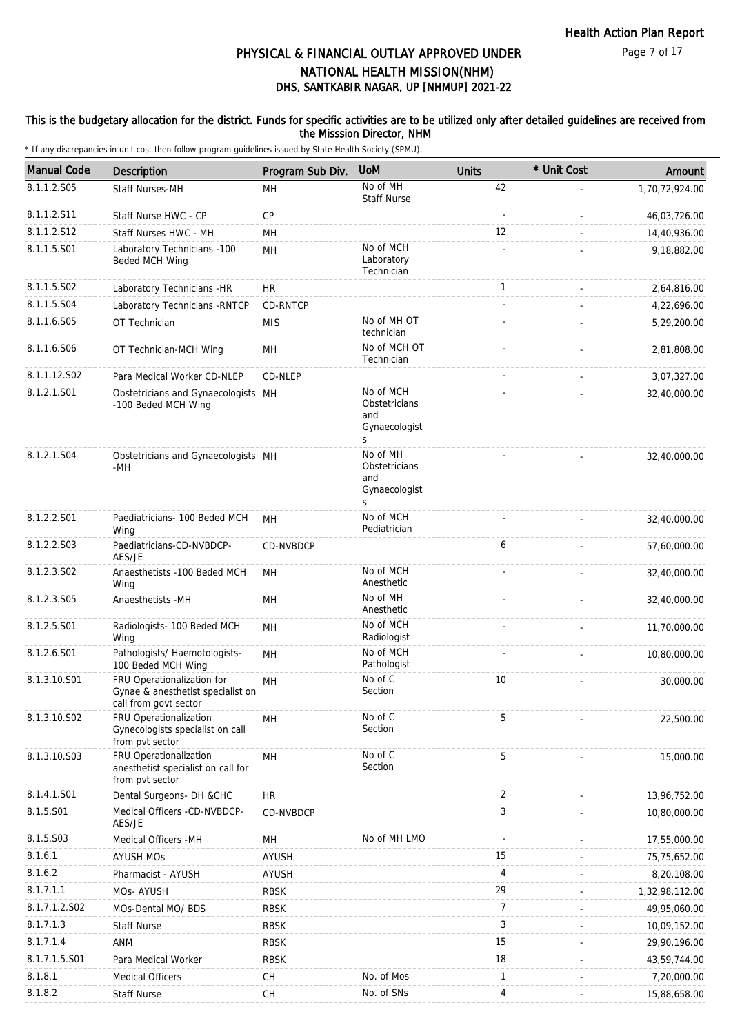# PHYSICAL & FINANCIAL OUTLAY APPROVED UNDER NATIONAL HEALTH MISSION(NHM)

## DHS, SANTKABIR NAGAR, UP [NHMUP] 2021-22

**This is the budgetary allocation for the district. Funds for specific activities are to be utilized only after detailed guidelines are received from the Misssion Director, NHM**

\* If any discrepancies in unit cost then follow program guidelines issued by State Health Society (SPMU).

| Manual Code | Description | Program Sub Div. | UoM | Units | * Unit Cost | Amount |
|---|---|---|---|---|---|---|
| 8.1.1.2.S05 | Staff Nurses-MH | MH | No of MH Staff Nurse | 42 | - | 1,70,72,924.00 |
| 8.1.1.2.S11 | Staff Nurse HWC - CP | CP | | - | - | 46,03,726.00 |
| 8.1.1.2.S12 | Staff Nurses HWC - MH | MH | | 12 | - | 14,40,936.00 |
| 8.1.1.5.S01 | Laboratory Technicians -100 Beded MCH Wing | MH | No of MCH Laboratory Technician | - | - | 9,18,882.00 |
| 8.1.1.5.S02 | Laboratory Technicians -HR | HR | | 1 | - | 2,64,816.00 |
| 8.1.1.5.S04 | Laboratory Technicians -RNTCP | CD-RNTCP | | - | - | 4,22,696.00 |
| 8.1.1.6.S05 | OT Technician | MIS | No of MH OT technician | - | - | 5,29,200.00 |
| 8.1.1.6.S06 | OT Technician-MCH Wing | MH | No of MCH OT Technician | - | - | 2,81,808.00 |
| 8.1.1.12.S02 | Para Medical Worker CD-NLEP | CD-NLEP | | - | - | 3,07,327.00 |
| 8.1.2.1.S01 | Obstetricians and Gynaecologists -100 Beded MCH Wing | MH | No of MCH Obstetricians and Gynaecologists | - | - | 32,40,000.00 |
| 8.1.2.1.S04 | Obstetricians and Gynaecologists -MH | MH | No of MH Obstetricians and Gynaecologists | - | - | 32,40,000.00 |
| 8.1.2.2.S01 | Paediatricians- 100 Beded MCH Wing | MH | No of MCH Pediatrician | - | - | 32,40,000.00 |
| 8.1.2.2.S03 | Paediatricians-CD-NVBDCP-AES/JE | CD-NVBDCP | | 6 | - | 57,60,000.00 |
| 8.1.2.3.S02 | Anaesthetists -100 Beded MCH Wing | MH | No of MCH Anesthetic | - | - | 32,40,000.00 |
| 8.1.2.3.S05 | Anaesthetists -MH | MH | No of MH Anesthetic | - | - | 32,40,000.00 |
| 8.1.2.5.S01 | Radiologists- 100 Beded MCH Wing | MH | No of MCH Radiologist | - | - | 11,70,000.00 |
| 8.1.2.6.S01 | Pathologists/ Haemotologists- 100 Beded MCH Wing | MH | No of MCH Pathologist | - | - | 10,80,000.00 |
| 8.1.3.10.S01 | FRU Operationalization for Gynae & anesthetist specialist on call from govt sector | MH | No of C Section | 10 | - | 30,000.00 |
| 8.1.3.10.S02 | FRU Operationalization Gynecologists specialist on call from pvt sector | MH | No of C Section | 5 | - | 22,500.00 |
| 8.1.3.10.S03 | FRU Operationalization anesthetist specialist on call for from pvt sector | MH | No of C Section | 5 | - | 15,000.00 |
| 8.1.4.1.S01 | Dental Surgeons- DH &CHC | HR | | 2 | - | 13,96,752.00 |
| 8.1.5.S01 | Medical Officers -CD-NVBDCP-AES/JE | CD-NVBDCP | | 3 | - | 10,80,000.00 |
| 8.1.5.S03 | Medical Officers -MH | MH | No of MH LMO | - | - | 17,55,000.00 |
| 8.1.6.1 | AYUSH MOs | AYUSH | | 15 | - | 75,75,652.00 |
| 8.1.6.2 | Pharmacist - AYUSH | AYUSH | | 4 | - | 8,20,108.00 |
| 8.1.7.1.1 | MOs- AYUSH | RBSK | | 29 | - | 1,32,98,112.00 |
| 8.1.7.1.2.S02 | MOs-Dental MO/ BDS | RBSK | | 7 | - | 49,95,060.00 |
| 8.1.7.1.3 | Staff Nurse | RBSK | | 3 | - | 10,09,152.00 |
| 8.1.7.1.4 | ANM | RBSK | | 15 | - | 29,90,196.00 |
| 8.1.7.1.5.S01 | Para Medical Worker | RBSK | | 18 | - | 43,59,744.00 |
| 8.1.8.1 | Medical Officers | CH | No. of Mos | 1 | - | 7,20,000.00 |
| 8.1.8.2 | Staff Nurse | CH | No. of SNs | 4 | - | 15,88,658.00 |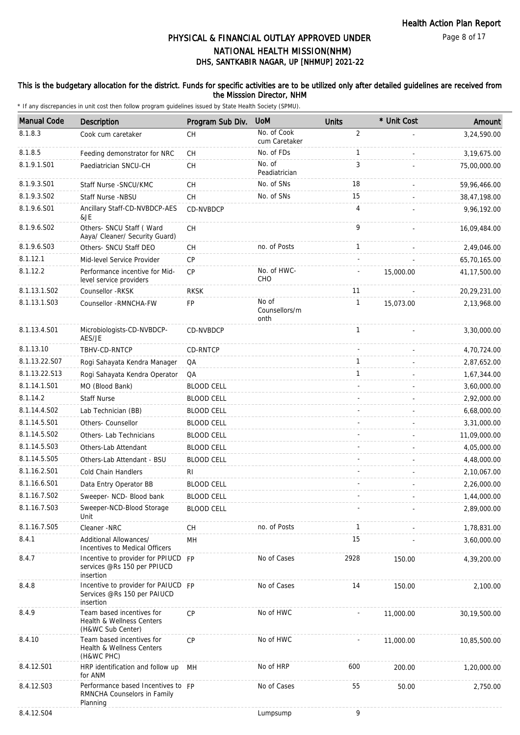# PHYSICAL & FINANCIAL OUTLAY APPROVED UNDER NATIONAL HEALTH MISSION(NHM)
## DHS, SANTKABIR NAGAR, UP [NHMUP] 2021-22

**This is the budgetary allocation for the district. Funds for specific activities are to be utilized only after detailed guidelines are received from the Misssion Director, NHM**

\* If any discrepancies in unit cost then follow program guidelines issued by State Health Society (SPMU).

| Manual Code | Description | Program Sub Div. | UoM | Units | * Unit Cost | Amount |
|---|---|---|---|---|---|---|
| 8.1.8.3 | Cook cum caretaker | CH | No. of Cook cum Caretaker | 2 | - | 3,24,590.00 |
| 8.1.8.5 | Feeding demonstrator for NRC | CH | No. of FDs | 1 | - | 3,19,675.00 |
| 8.1.9.1.S01 | Paediatrician SNCU-CH | CH | No. of Peadiatrician | 3 | - | 75,00,000.00 |
| 8.1.9.3.S01 | Staff Nurse -SNCU/KMC | CH | No. of SNs | 18 | - | 59,96,466.00 |
| 8.1.9.3.S02 | Staff Nurse -NBSU | CH | No. of SNs | 15 | - | 38,47,198.00 |
| 8.1.9.6.S01 | Ancillary Staff-CD-NVBDCP-AES &JE | CD-NVBDCP | | 4 | - | 9,96,192.00 |
| 8.1.9.6.S02 | Others- SNCU Staff ( Ward Aaya/ Cleaner/ Security Guard) | CH | | 9 | - | 16,09,484.00 |
| 8.1.9.6.S03 | Others- SNCU Staff DEO | CH | no. of Posts | 1 | - | 2,49,046.00 |
| 8.1.12.1 | Mid-level Service Provider | CP | | - | - | 65,70,165.00 |
| 8.1.12.2 | Performance incentive for Mid-level service providers | CP | No. of HWC-CHO | - | 15,000.00 | 41,17,500.00 |
| 8.1.13.1.S02 | Counsellor -RKSK | RKSK | | 11 | - | 20,29,231.00 |
| 8.1.13.1.S03 | Counsellor -RMNCHA-FW | FP | No of Counsellors/month | 1 | 15,073.00 | 2,13,968.00 |
| 8.1.13.4.S01 | Microbiologists-CD-NVBDCP-AES/JE | CD-NVBDCP | | 1 | - | 3,30,000.00 |
| 8.1.13.10 | TBHV-CD-RNTCP | CD-RNTCP | | - | - | 4,70,724.00 |
| 8.1.13.22.S07 | Rogi Sahayata Kendra Manager | QA | | 1 | - | 2,87,652.00 |
| 8.1.13.22.S13 | Rogi Sahayata Kendra Operator | QA | | 1 | - | 1,67,344.00 |
| 8.1.14.1.S01 | MO (Blood Bank) | BLOOD CELL | | - | - | 3,60,000.00 |
| 8.1.14.2 | Staff Nurse | BLOOD CELL | | - | - | 2,92,000.00 |
| 8.1.14.4.S02 | Lab Technician (BB) | BLOOD CELL | | - | - | 6,68,000.00 |
| 8.1.14.5.S01 | Others- Counsellor | BLOOD CELL | | - | - | 3,31,000.00 |
| 8.1.14.5.S02 | Others- Lab Technicians | BLOOD CELL | | - | - | 11,09,000.00 |
| 8.1.14.5.S03 | Others-Lab Attendant | BLOOD CELL | | - | - | 4,05,000.00 |
| 8.1.14.5.S05 | Others-Lab Attendant - BSU | BLOOD CELL | | - | - | 4,48,000.00 |
| 8.1.16.2.S01 | Cold Chain Handlers | RI | | - | - | 2,10,067.00 |
| 8.1.16.6.S01 | Data Entry Operator BB | BLOOD CELL | | - | - | 2,26,000.00 |
| 8.1.16.7.S02 | Sweeper- NCD- Blood bank | BLOOD CELL | | - | - | 1,44,000.00 |
| 8.1.16.7.S03 | Sweeper-NCD-Blood Storage Unit | BLOOD CELL | | - | - | 2,89,000.00 |
| 8.1.16.7.S05 | Cleaner -NRC | CH | no. of Posts | 1 | - | 1,78,831.00 |
| 8.4.1 | Additional Allowances/ Incentives to Medical Officers | MH | | 15 | - | 3,60,000.00 |
| 8.4.7 | Incentive to provider for PPIUCD services @Rs 150 per PPIUCD insertion | FP | No of Cases | 2928 | 150.00 | 4,39,200.00 |
| 8.4.8 | Incentive to provider for PAIUCD Services @Rs 150 per PAIUCD insertion | FP | No of Cases | 14 | 150.00 | 2,100.00 |
| 8.4.9 | Team based incentives for Health & Wellness Centers (H&WC Sub Center) | CP | No of HWC | - | 11,000.00 | 30,19,500.00 |
| 8.4.10 | Team based incentives for Health & Wellness Centers (H&WC PHC) | CP | No of HWC | - | 11,000.00 | 10,85,500.00 |
| 8.4.12.S01 | HRP identification and follow up for ANM | MH | No of HRP | 600 | 200.00 | 1,20,000.00 |
| 8.4.12.S03 | Performance based Incentives to RMNCHA Counselors in Family Planning | FP | No of Cases | 55 | 50.00 | 2,750.00 |
| 8.4.12.S04 | | | Lumpsump | 9 | | |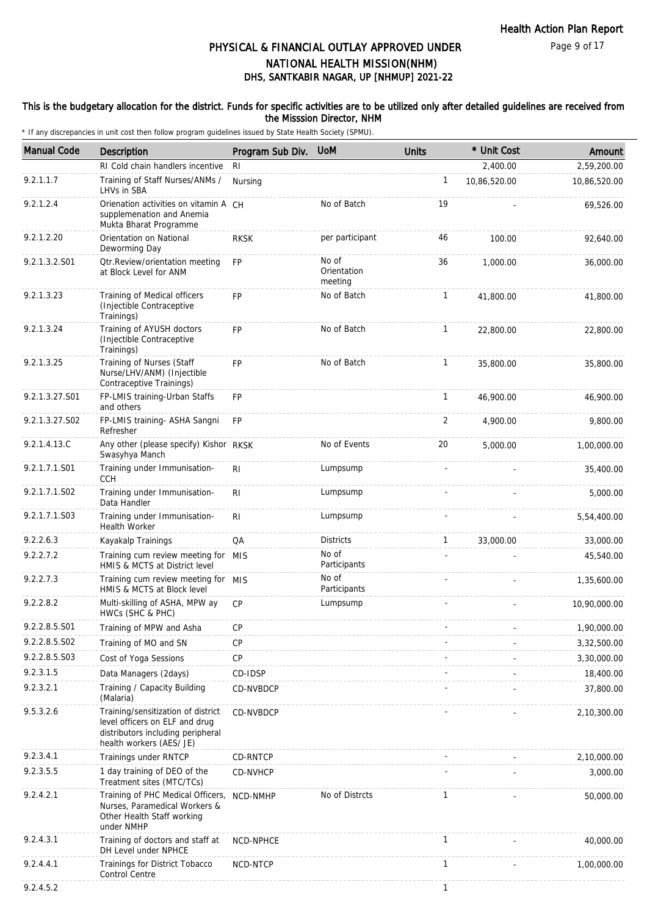# PHYSICAL & FINANCIAL OUTLAY APPROVED UNDER NATIONAL HEALTH MISSION(NHM)
## DHS, SANTKABIR NAGAR, UP [NHMUP] 2021-22

**This is the budgetary allocation for the district. Funds for specific activities are to be utilized only after detailed guidelines are received from the Misssion Director, NHM**

\* If any discrepancies in unit cost then follow program guidelines issued by State Health Society (SPMU).

| Manual Code | Description | Program Sub Div. | UoM | Units | * Unit Cost | Amount |
|---|---|---|---|---|---|---|
| | RI Cold chain handlers incentive | RI | | | 2,400.00 | 2,59,200.00 |
| 9.2.1.1.7 | Training of Staff Nurses/ANMs / LHVs in SBA | Nursing | | 1 | 10,86,520.00 | 10,86,520.00 |
| 9.2.1.2.4 | Orienation activities on vitamin A supplemenation and Anemia Mukta Bharat Programme | CH | No of Batch | 19 | - | 69,526.00 |
| 9.2.1.2.20 | Orientation on National Deworming Day | RKSK | per participant | 46 | 100.00 | 92,640.00 |
| 9.2.1.3.2.S01 | Qtr.Review/orientation meeting at Block Level for ANM | FP | No of Orientation meeting | 36 | 1,000.00 | 36,000.00 |
| 9.2.1.3.23 | Training of Medical officers (Injectible Contraceptive Trainings) | FP | No of Batch | 1 | 41,800.00 | 41,800.00 |
| 9.2.1.3.24 | Training of AYUSH doctors (Injectible Contraceptive Trainings) | FP | No of Batch | 1 | 22,800.00 | 22,800.00 |
| 9.2.1.3.25 | Training of Nurses (Staff Nurse/LHV/ANM) (Injectible Contraceptive Trainings) | FP | No of Batch | 1 | 35,800.00 | 35,800.00 |
| 9.2.1.3.27.S01 | FP-LMIS training-Urban Staffs and others | FP | | 1 | 46,900.00 | 46,900.00 |
| 9.2.1.3.27.S02 | FP-LMIS training- ASHA Sangni Refresher | FP | | 2 | 4,900.00 | 9,800.00 |
| 9.2.1.4.13.C | Any other (please specify) Kishor Swasyhya Manch | RKSK | No of Events | 20 | 5,000.00 | 1,00,000.00 |
| 9.2.1.7.1.S01 | Training under Immunisation-CCH | RI | Lumpsump | - | - | 35,400.00 |
| 9.2.1.7.1.S02 | Training under Immunisation-Data Handler | RI | Lumpsump | - | - | 5,000.00 |
| 9.2.1.7.1.S03 | Training under Immunisation-Health Worker | RI | Lumpsump | - | - | 5,54,400.00 |
| 9.2.2.6.3 | Kayakalp Trainings | QA | Districts | 1 | 33,000.00 | 33,000.00 |
| 9.2.2.7.2 | Training cum review meeting for HMIS & MCTS at District level | MIS | No of Participants | - | - | 45,540.00 |
| 9.2.2.7.3 | Training cum review meeting for HMIS & MCTS at Block level | MIS | No of Participants | - | - | 1,35,600.00 |
| 9.2.2.8.2 | Multi-skilling of ASHA, MPW ay HWCs (SHC & PHC) | CP | Lumpsump | - | - | 10,90,000.00 |
| 9.2.2.8.5.S01 | Training of MPW and Asha | CP | | - | - | 1,90,000.00 |
| 9.2.2.8.5.S02 | Training of MO and SN | CP | | - | - | 3,32,500.00 |
| 9.2.2.8.5.S03 | Cost of Yoga Sessions | CP | | - | - | 3,30,000.00 |
| 9.2.3.1.5 | Data Managers (2days) | CD-IDSP | | - | - | 18,400.00 |
| 9.2.3.2.1 | Training / Capacity Building (Malaria) | CD-NVBDCP | | - | - | 37,800.00 |
| 9.5.3.2.6 | Training/sensitization of district level officers on ELF and drug distributors including peripheral health workers (AES/ JE) | CD-NVBDCP | | - | - | 2,10,300.00 |
| 9.2.3.4.1 | Trainings under RNTCP | CD-RNTCP | | - | - | 2,10,000.00 |
| 9.2.3.5.5 | 1 day training of DEO of the Treatment sites (MTC/TCs) | CD-NVHCP | | - | - | 3,000.00 |
| 9.2.4.2.1 | Training of PHC Medical Officers, Nurses, Paramedical Workers & Other Health Staff working under NMHP | NCD-NMHP | No of Distrcts | 1 | - | 50,000.00 |
| 9.2.4.3.1 | Training of doctors and staff at DH Level under NPHCE | NCD-NPHCE | | 1 | - | 40,000.00 |
| 9.2.4.4.1 | Trainings for District Tobacco Control Centre | NCD-NTCP | | 1 | - | 1,00,000.00 |
| 9.2.4.5.2 | | | | 1 | | |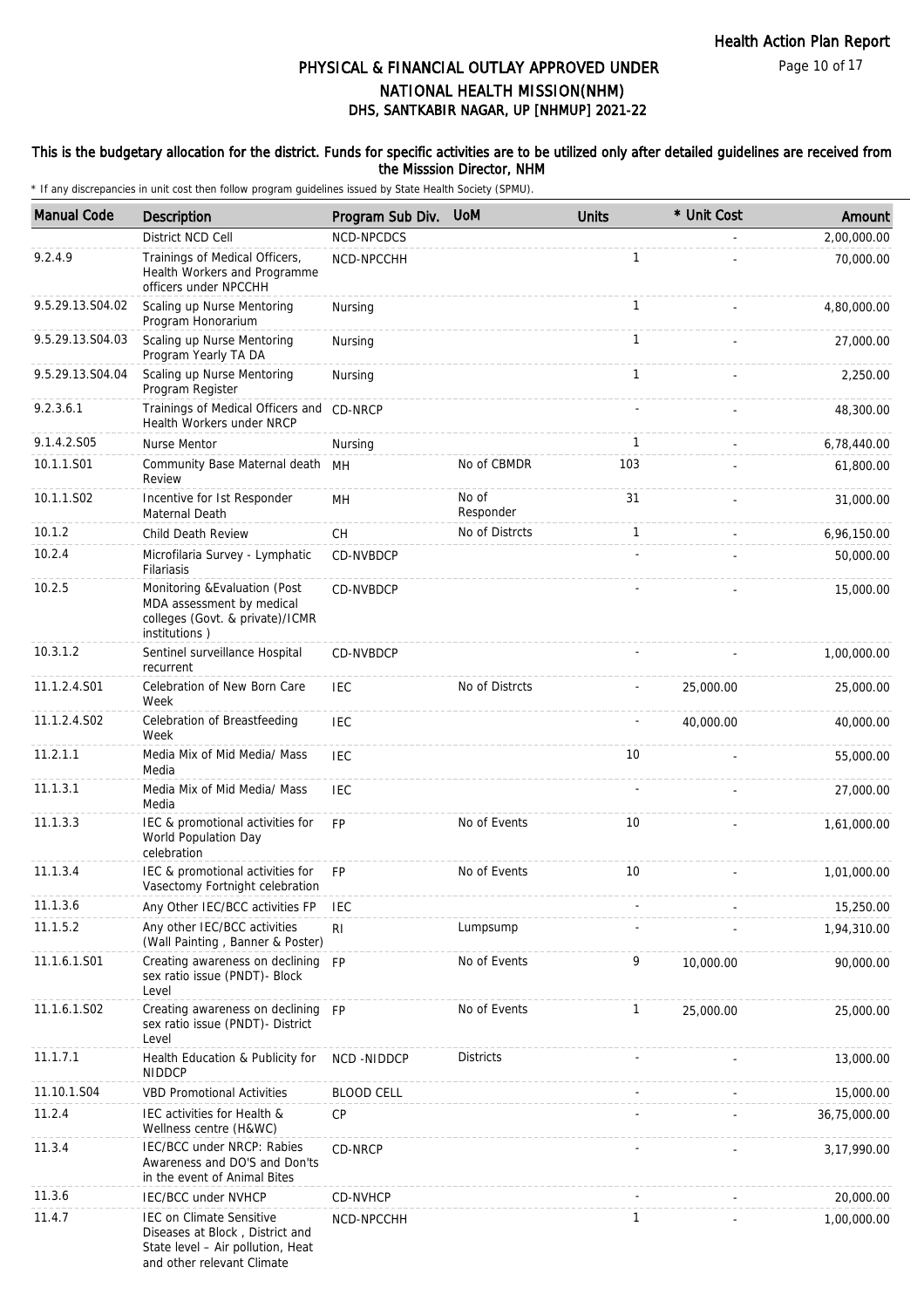## PHYSICAL & FINANCIAL OUTLAY APPROVED UNDER NATIONAL HEALTH MISSION(NHM)
## DHS, SANTKABIR NAGAR, UP [NHMUP] 2021-22

**This is the budgetary allocation for the district. Funds for specific activities are to be utilized only after detailed guidelines are received from the Misssion Director, NHM**

\* If any discrepancies in unit cost then follow program guidelines issued by State Health Society (SPMU).

| Manual Code | Description | Program Sub Div. | UoM | Units | * Unit Cost | Amount |
|---|---|---|---|---|---|---|
| | District NCD Cell | NCD-NPCDCS | | | - | 2,00,000.00 |
| 9.2.4.9 | Trainings of Medical Officers, Health Workers and Programme officers under NPCCHH | NCD-NPCCHH | | 1 | - | 70,000.00 |
| 9.5.29.13.S04.02 | Scaling up Nurse Mentoring Program Honorarium | Nursing | | 1 | - | 4,80,000.00 |
| 9.5.29.13.S04.03 | Scaling up Nurse Mentoring Program Yearly TA DA | Nursing | | 1 | - | 27,000.00 |
| 9.5.29.13.S04.04 | Scaling up Nurse Mentoring Program Register | Nursing | | 1 | - | 2,250.00 |
| 9.2.3.6.1 | Trainings of Medical Officers and Health Workers under NRCP | CD-NRCP | | - | - | 48,300.00 |
| 9.1.4.2.S05 | Nurse Mentor | Nursing | | 1 | - | 6,78,440.00 |
| 10.1.1.S01 | Community Base Maternal death Review | MH | No of CBMDR | 103 | - | 61,800.00 |
| 10.1.1.S02 | Incentive for Ist Responder Maternal Death | MH | No of Responder | 31 | - | 31,000.00 |
| 10.1.2 | Child Death Review | CH | No of Distrcts | 1 | - | 6,96,150.00 |
| 10.2.4 | Microfilaria Survey - Lymphatic Filariasis | CD-NVBDCP | | - | - | 50,000.00 |
| 10.2.5 | Monitoring &Evaluation (Post MDA assessment by medical colleges (Govt. & private)/ICMR institutions ) | CD-NVBDCP | | - | - | 15,000.00 |
| 10.3.1.2 | Sentinel surveillance Hospital recurrent | CD-NVBDCP | | - | - | 1,00,000.00 |
| 11.1.2.4.S01 | Celebration of New Born Care Week | IEC | No of Distrcts | - | 25,000.00 | 25,000.00 |
| 11.1.2.4.S02 | Celebration of Breastfeeding Week | IEC | | - | 40,000.00 | 40,000.00 |
| 11.2.1.1 | Media Mix of Mid Media/ Mass Media | IEC | | 10 | - | 55,000.00 |
| 11.1.3.1 | Media Mix of Mid Media/ Mass Media | IEC | | - | - | 27,000.00 |
| 11.1.3.3 | IEC & promotional activities for World Population Day celebration | FP | No of Events | 10 | - | 1,61,000.00 |
| 11.1.3.4 | IEC & promotional activities for Vasectomy Fortnight celebration | FP | No of Events | 10 | - | 1,01,000.00 |
| 11.1.3.6 | Any Other IEC/BCC activities FP | IEC | | - | - | 15,250.00 |
| 11.1.5.2 | Any other IEC/BCC activities (Wall Painting , Banner & Poster) | RI | Lumpsump | - | - | 1,94,310.00 |
| 11.1.6.1.S01 | Creating awareness on declining sex ratio issue (PNDT)- Block Level | FP | No of Events | 9 | 10,000.00 | 90,000.00 |
| 11.1.6.1.S02 | Creating awareness on declining sex ratio issue (PNDT)- District Level | FP | No of Events | 1 | 25,000.00 | 25,000.00 |
| 11.1.7.1 | Health Education & Publicity for NIDDCP | NCD -NIDDCP | Districts | - | - | 13,000.00 |
| 11.10.1.S04 | VBD Promotional Activities | BLOOD CELL | | - | - | 15,000.00 |
| 11.2.4 | IEC activities for Health & Wellness centre (H&WC) | CP | | - | - | 36,75,000.00 |
| 11.3.4 | IEC/BCC under NRCP: Rabies Awareness and DO'S and Don'ts in the event of Animal Bites | CD-NRCP | | - | - | 3,17,990.00 |
| 11.3.6 | IEC/BCC under NVHCP | CD-NVHCP | | - | - | 20,000.00 |
| 11.4.7 | IEC on Climate Sensitive Diseases at Block , District and State level – Air pollution, Heat and other relevant Climate | NCD-NPCCHH | | 1 | - | 1,00,000.00 |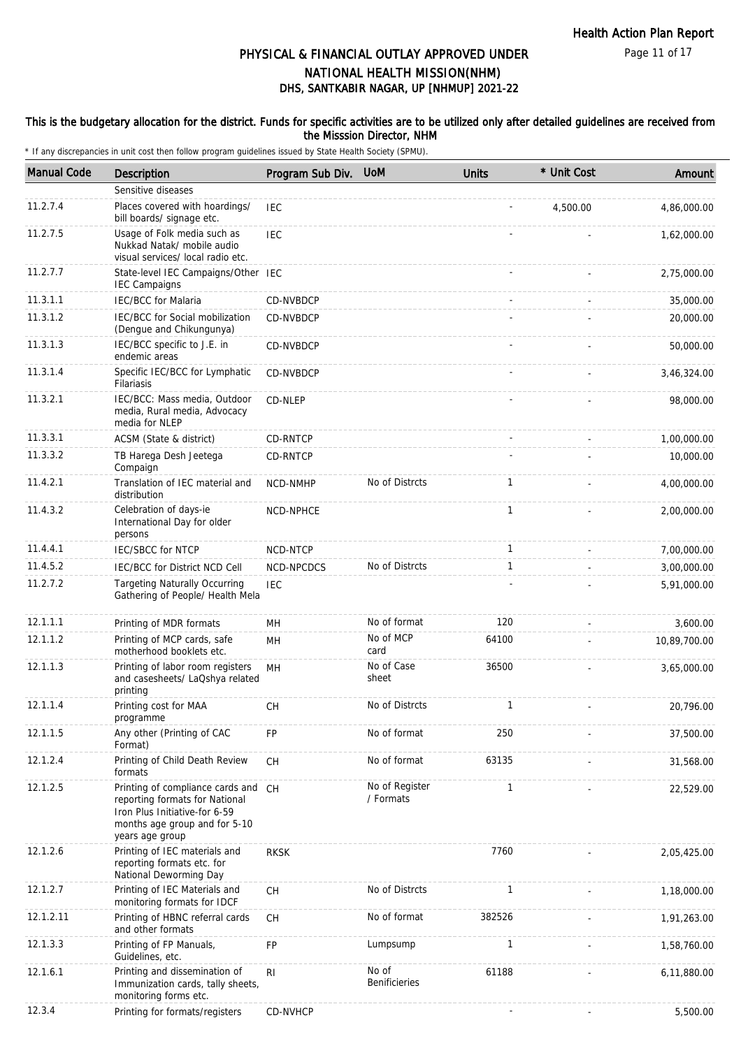# PHYSICAL & FINANCIAL OUTLAY APPROVED UNDER NATIONAL HEALTH MISSION(NHM)
## DHS, SANTKABIR NAGAR, UP [NHMUP] 2021-22

**This is the budgetary allocation for the district. Funds for specific activities are to be utilized only after detailed guidelines are received from the Misssion Director, NHM**

\* If any discrepancies in unit cost then follow program guidelines issued by State Health Society (SPMU).

| Manual Code | Description | Program Sub Div. | UoM | Units | * Unit Cost | Amount |
|---|---|---|---|---|---|---|
| | Sensitive diseases | | | | | |
| 11.2.7.4 | Places covered with hoardings/ bill boards/ signage etc. | IEC | | - | 4,500.00 | 4,86,000.00 |
| 11.2.7.5 | Usage of Folk media such as Nukkad Natak/ mobile audio visual services/ local radio etc. | IEC | | - | - | 1,62,000.00 |
| 11.2.7.7 | State-level IEC Campaigns/Other IEC Campaigns | IEC | | - | - | 2,75,000.00 |
| 11.3.1.1 | IEC/BCC for Malaria | CD-NVBDCP | | - | - | 35,000.00 |
| 11.3.1.2 | IEC/BCC for Social mobilization (Dengue and Chikungunya) | CD-NVBDCP | | - | - | 20,000.00 |
| 11.3.1.3 | IEC/BCC specific to J.E. in endemic areas | CD-NVBDCP | | - | - | 50,000.00 |
| 11.3.1.4 | Specific IEC/BCC for Lymphatic Filariasis | CD-NVBDCP | | - | - | 3,46,324.00 |
| 11.3.2.1 | IEC/BCC: Mass media, Outdoor media, Rural media, Advocacy media for NLEP | CD-NLEP | | - | - | 98,000.00 |
| 11.3.3.1 | ACSM (State & district) | CD-RNTCP | | - | - | 1,00,000.00 |
| 11.3.3.2 | TB Harega Desh Jeetega Compaign | CD-RNTCP | | - | - | 10,000.00 |
| 11.4.2.1 | Translation of IEC material and distribution | NCD-NMHP | No of Distrcts | 1 | - | 4,00,000.00 |
| 11.4.3.2 | Celebration of days-ie International Day for older persons | NCD-NPHCE | | 1 | - | 2,00,000.00 |
| 11.4.4.1 | IEC/SBCC for NTCP | NCD-NTCP | | 1 | - | 7,00,000.00 |
| 11.4.5.2 | IEC/BCC for District NCD Cell | NCD-NPCDCS | No of Distrcts | 1 | - | 3,00,000.00 |
| 11.2.7.2 | Targeting Naturally Occurring Gathering of People/ Health Mela | IEC | | - | - | 5,91,000.00 |
| 12.1.1.1 | Printing of MDR formats | MH | No of format | 120 | - | 3,600.00 |
| 12.1.1.2 | Printing of MCP cards, safe motherhood booklets etc. | MH | No of MCP card | 64100 | - | 10,89,700.00 |
| 12.1.1.3 | Printing of labor room registers and casesheets/ LaQshya related printing | MH | No of Case sheet | 36500 | - | 3,65,000.00 |
| 12.1.1.4 | Printing cost for MAA programme | CH | No of Distrcts | 1 | - | 20,796.00 |
| 12.1.1.5 | Any other (Printing of CAC Format) | FP | No of format | 250 | - | 37,500.00 |
| 12.1.2.4 | Printing of Child Death Review formats | CH | No of format | 63135 | - | 31,568.00 |
| 12.1.2.5 | Printing of compliance cards and reporting formats for National Iron Plus Initiative-for 6-59 months age group and for 5-10 years age group | CH | No of Register / Formats | 1 | - | 22,529.00 |
| 12.1.2.6 | Printing of IEC materials and reporting formats etc. for National Deworming Day | RKSK | | 7760 | - | 2,05,425.00 |
| 12.1.2.7 | Printing of IEC Materials and monitoring formats for IDCF | CH | No of Distrcts | 1 | - | 1,18,000.00 |
| 12.1.2.11 | Printing of HBNC referral cards and other formats | CH | No of format | 382526 | - | 1,91,263.00 |
| 12.1.3.3 | Printing of FP Manuals, Guidelines, etc. | FP | Lumpsump | 1 | - | 1,58,760.00 |
| 12.1.6.1 | Printing and dissemination of Immunization cards, tally sheets, monitoring forms etc. | RI | No of Benificieries | 61188 | - | 6,11,880.00 |
| 12.3.4 | Printing for formats/registers | CD-NVHCP | | - | - | 5,500.00 |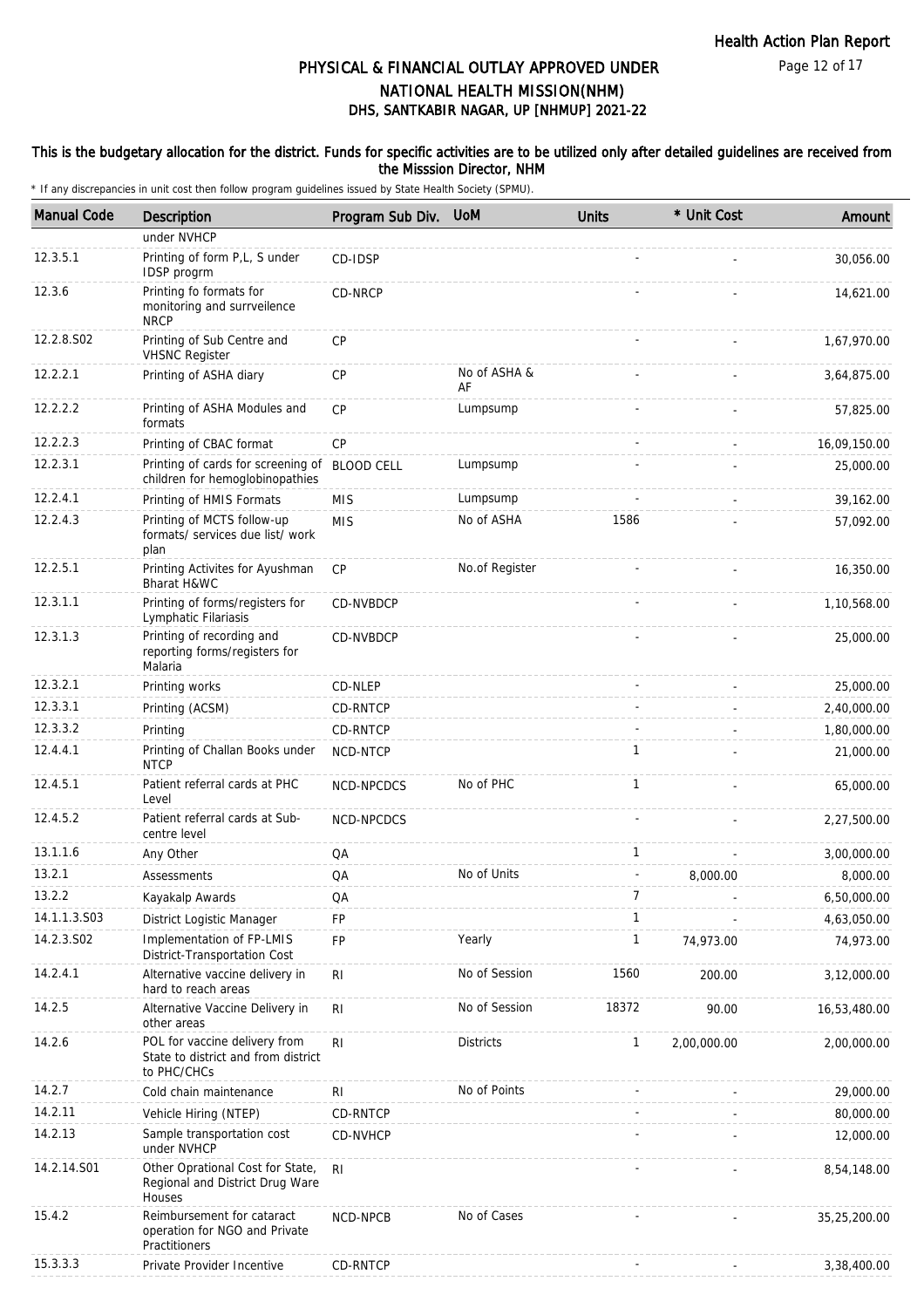# PHYSICAL & FINANCIAL OUTLAY APPROVED UNDER NATIONAL HEALTH MISSION(NHM)
## DHS, SANTKABIR NAGAR, UP [NHMUP] 2021-22

**This is the budgetary allocation for the district. Funds for specific activities are to be utilized only after detailed guidelines are received from the Misssion Director, NHM**

\* If any discrepancies in unit cost then follow program guidelines issued by State Health Society (SPMU).

| Manual Code | Description | Program Sub Div. | UoM | Units | * Unit Cost | Amount |
|---|---|---|---|---|---|---|
| | under NVHCP | | | | | |
| 12.3.5.1 | Printing of form P,L, S under IDSP progrm | CD-IDSP | | - | - | 30,056.00 |
| 12.3.6 | Printing fo formats for monitoring and surrveilence NRCP | CD-NRCP | | - | - | 14,621.00 |
| 12.2.8.S02 | Printing of Sub Centre and VHSNC Register | CP | | - | - | 1,67,970.00 |
| 12.2.2.1 | Printing of ASHA diary | CP | No of ASHA & AF | - | - | 3,64,875.00 |
| 12.2.2.2 | Printing of ASHA Modules and formats | CP | Lumpsump | - | - | 57,825.00 |
| 12.2.2.3 | Printing of CBAC format | CP | | - | - | 16,09,150.00 |
| 12.2.3.1 | Printing of cards for screening of children for hemoglobinopathies | BLOOD CELL | Lumpsump | - | - | 25,000.00 |
| 12.2.4.1 | Printing of HMIS Formats | MIS | Lumpsump | - | - | 39,162.00 |
| 12.2.4.3 | Printing of MCTS follow-up formats/ services due list/ work plan | MIS | No of ASHA | 1586 | - | 57,092.00 |
| 12.2.5.1 | Printing Activites for Ayushman Bharat H&WC | CP | No.of Register | - | - | 16,350.00 |
| 12.3.1.1 | Printing of forms/registers for Lymphatic Filariasis | CD-NVBDCP | | - | - | 1,10,568.00 |
| 12.3.1.3 | Printing of recording and reporting forms/registers for Malaria | CD-NVBDCP | | - | - | 25,000.00 |
| 12.3.2.1 | Printing works | CD-NLEP | | - | - | 25,000.00 |
| 12.3.3.1 | Printing (ACSM) | CD-RNTCP | | - | - | 2,40,000.00 |
| 12.3.3.2 | Printing | CD-RNTCP | | - | - | 1,80,000.00 |
| 12.4.4.1 | Printing of Challan Books under NTCP | NCD-NTCP | | 1 | - | 21,000.00 |
| 12.4.5.1 | Patient referral cards at PHC Level | NCD-NPCDCS | No of PHC | 1 | - | 65,000.00 |
| 12.4.5.2 | Patient referral cards at Sub-centre level | NCD-NPCDCS | | - | - | 2,27,500.00 |
| 13.1.1.6 | Any Other | QA | | 1 | - | 3,00,000.00 |
| 13.2.1 | Assessments | QA | No of Units | - | 8,000.00 | 8,000.00 |
| 13.2.2 | Kayakalp Awards | QA | | 7 | - | 6,50,000.00 |
| 14.1.1.3.S03 | District Logistic Manager | FP | | 1 | - | 4,63,050.00 |
| 14.2.3.S02 | Implementation of FP-LMIS District-Transportation Cost | FP | Yearly | 1 | 74,973.00 | 74,973.00 |
| 14.2.4.1 | Alternative vaccine delivery in hard to reach areas | RI | No of Session | 1560 | 200.00 | 3,12,000.00 |
| 14.2.5 | Alternative Vaccine Delivery in other areas | RI | No of Session | 18372 | 90.00 | 16,53,480.00 |
| 14.2.6 | POL for vaccine delivery from State to district and from district to PHC/CHCs | RI | Districts | 1 | 2,00,000.00 | 2,00,000.00 |
| 14.2.7 | Cold chain maintenance | RI | No of Points | - | - | 29,000.00 |
| 14.2.11 | Vehicle Hiring (NTEP) | CD-RNTCP | | - | - | 80,000.00 |
| 14.2.13 | Sample transportation cost under NVHCP | CD-NVHCP | | - | - | 12,000.00 |
| 14.2.14.S01 | Other Oprational Cost for State, Regional and District Drug Ware Houses | RI | | - | - | 8,54,148.00 |
| 15.4.2 | Reimbursement for cataract operation for NGO and Private Practitioners | NCD-NPCB | No of Cases | - | - | 35,25,200.00 |
| 15.3.3.3 | Private Provider Incentive | CD-RNTCP | | - | - | 3,38,400.00 |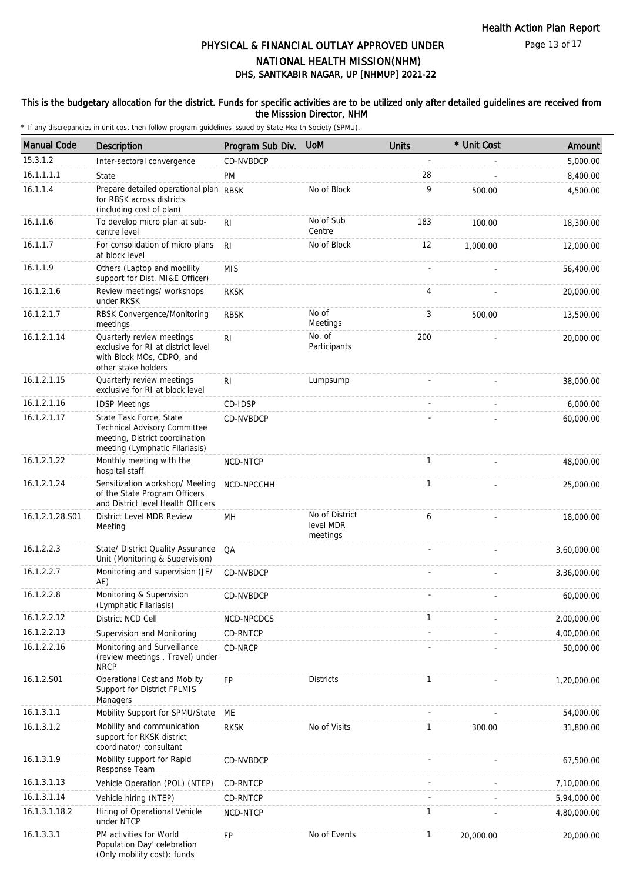# PHYSICAL & FINANCIAL OUTLAY APPROVED UNDER NATIONAL HEALTH MISSION(NHM)
## DHS, SANTKABIR NAGAR, UP [NHMUP] 2021-22

**This is the budgetary allocation for the district. Funds for specific activities are to be utilized only after detailed guidelines are received from the Misssion Director, NHM**

\* If any discrepancies in unit cost then follow program guidelines issued by State Health Society (SPMU).

| Manual Code | Description | Program Sub Div. | UoM | Units | * Unit Cost | Amount |
|---|---|---|---|---|---|---|
| 15.3.1.2 | Inter-sectoral convergence | CD-NVBDCP | | - | - | 5,000.00 |
| 16.1.1.1.1 | State | PM | | 28 | - | 8,400.00 |
| 16.1.1.4 | Prepare detailed operational plan for RBSK across districts (including cost of plan) | RBSK | No of Block | 9 | 500.00 | 4,500.00 |
| 16.1.1.6 | To develop micro plan at sub-centre level | RI | No of Sub Centre | 183 | 100.00 | 18,300.00 |
| 16.1.1.7 | For consolidation of micro plans at block level | RI | No of Block | 12 | 1,000.00 | 12,000.00 |
| 16.1.1.9 | Others (Laptop and mobility support for Dist. MI&E Officer) | MIS | | - | - | 56,400.00 |
| 16.1.2.1.6 | Review meetings/ workshops under RKSK | RKSK | | 4 | - | 20,000.00 |
| 16.1.2.1.7 | RBSK Convergence/Monitoring meetings | RBSK | No of Meetings | 3 | 500.00 | 13,500.00 |
| 16.1.2.1.14 | Quarterly review meetings exclusive for RI at district level with Block MOs, CDPO, and other stake holders | RI | No. of Participants | 200 | - | 20,000.00 |
| 16.1.2.1.15 | Quarterly review meetings exclusive for RI at block level | RI | Lumpsump | - | - | 38,000.00 |
| 16.1.2.1.16 | IDSP Meetings | CD-IDSP | | - | - | 6,000.00 |
| 16.1.2.1.17 | State Task Force, State Technical Advisory Committee meeting, District coordination meeting (Lymphatic Filariasis) | CD-NVBDCP | | - | - | 60,000.00 |
| 16.1.2.1.22 | Monthly meeting with the hospital staff | NCD-NTCP | | 1 | - | 48,000.00 |
| 16.1.2.1.24 | Sensitization workshop/ Meeting of the State Program Officers and District level Health Officers | NCD-NPCCHH | | 1 | - | 25,000.00 |
| 16.1.2.1.28.S01 | District Level MDR Review Meeting | MH | No of District level MDR meetings | 6 | - | 18,000.00 |
| 16.1.2.2.3 | State/ District Quality Assurance Unit (Monitoring & Supervision) | QA | | - | - | 3,60,000.00 |
| 16.1.2.2.7 | Monitoring and supervision (JE/ AE) | CD-NVBDCP | | - | - | 3,36,000.00 |
| 16.1.2.2.8 | Monitoring & Supervision (Lymphatic Filariasis) | CD-NVBDCP | | - | - | 60,000.00 |
| 16.1.2.2.12 | District NCD Cell | NCD-NPCDCS | | 1 | - | 2,00,000.00 |
| 16.1.2.2.13 | Supervision and Monitoring | CD-RNTCP | | - | - | 4,00,000.00 |
| 16.1.2.2.16 | Monitoring and Surveillance (review meetings , Travel) under NRCP | CD-NRCP | | - | - | 50,000.00 |
| 16.1.2.S01 | Operational Cost and Mobilty Support for District FPLMIS Managers | FP | Districts | 1 | - | 1,20,000.00 |
| 16.1.3.1.1 | Mobility Support for SPMU/State | ME | | - | - | 54,000.00 |
| 16.1.3.1.2 | Mobility and communication support for RKSK district coordinator/ consultant | RKSK | No of Visits | 1 | 300.00 | 31,800.00 |
| 16.1.3.1.9 | Mobility support for Rapid Response Team | CD-NVBDCP | | - | - | 67,500.00 |
| 16.1.3.1.13 | Vehicle Operation (POL) (NTEP) | CD-RNTCP | | - | - | 7,10,000.00 |
| 16.1.3.1.14 | Vehicle hiring (NTEP) | CD-RNTCP | | - | - | 5,94,000.00 |
| 16.1.3.1.18.2 | Hiring of Operational Vehicle under NTCP | NCD-NTCP | | 1 | - | 4,80,000.00 |
| 16.1.3.3.1 | PM activities for World Population Day' celebration (Only mobility cost): funds | FP | No of Events | 1 | 20,000.00 | 20,000.00 |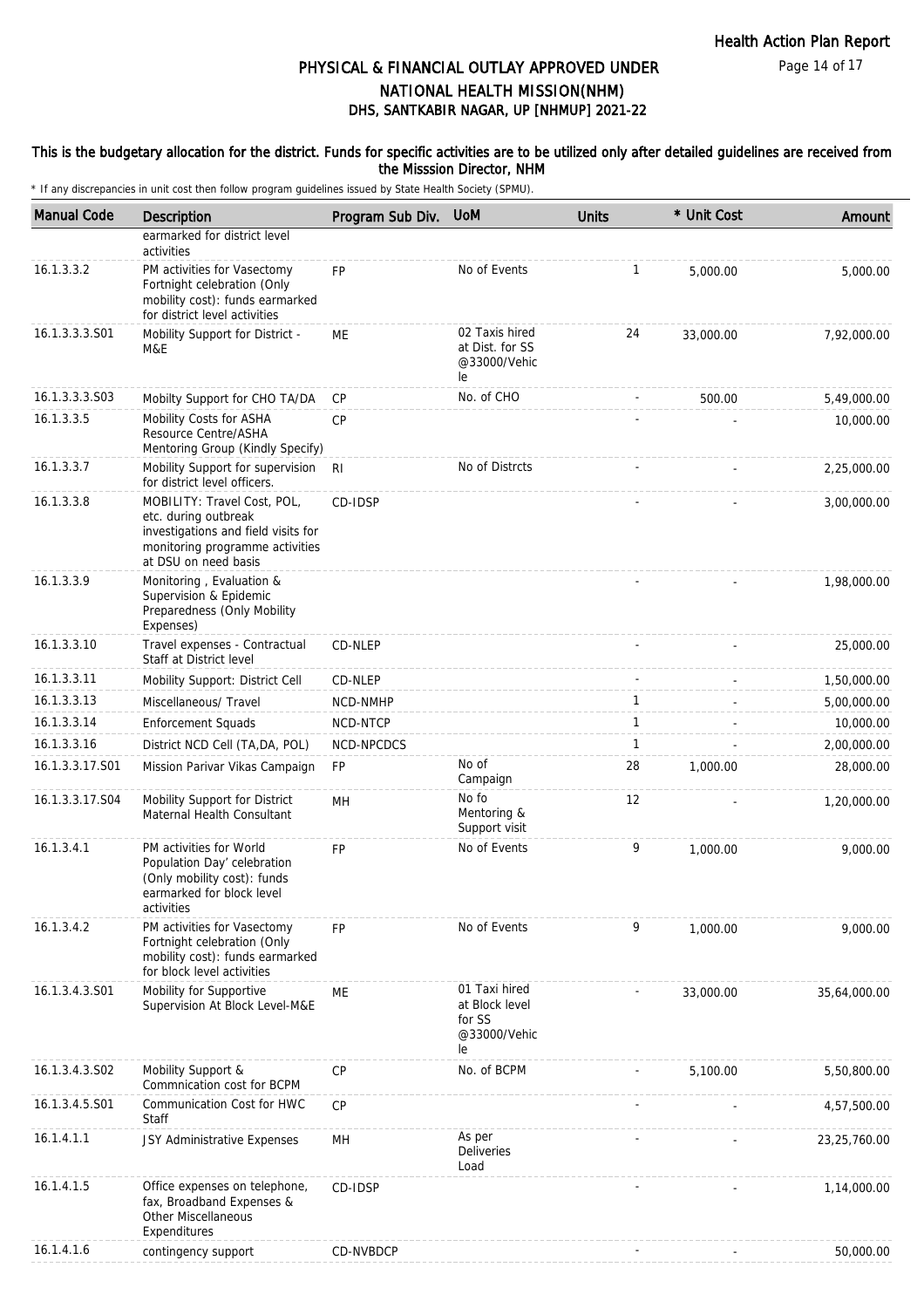# PHYSICAL & FINANCIAL OUTLAY APPROVED UNDER NATIONAL HEALTH MISSION(NHM)
## DHS, SANTKABIR NAGAR, UP [NHMUP] 2021-22

**This is the budgetary allocation for the district. Funds for specific activities are to be utilized only after detailed guidelines are received from the Misssion Director, NHM**

\* If any discrepancies in unit cost then follow program guidelines issued by State Health Society (SPMU).

| Manual Code | Description | Program Sub Div. | UoM | Units | * Unit Cost | Amount |
|---|---|---|---|---|---|---|
| | earmarked for district level activities | | | | | |
| 16.1.3.3.2 | PM activities for Vasectomy Fortnight celebration (Only mobility cost): funds earmarked for district level activities | FP | No of Events | 1 | 5,000.00 | 5,000.00 |
| 16.1.3.3.3.S01 | Mobility Support for District - M&E | ME | 02 Taxis hired at Dist. for SS @33000/Vehicle | 24 | 33,000.00 | 7,92,000.00 |
| 16.1.3.3.3.S03 | Mobilty Support for CHO TA/DA | CP | No. of CHO | - | 500.00 | 5,49,000.00 |
| 16.1.3.3.5 | Mobility Costs for ASHA Resource Centre/ASHA Mentoring Group (Kindly Specify) | CP | | - | - | 10,000.00 |
| 16.1.3.3.7 | Mobility Support for supervision for district level officers. | RI | No of Distrcts | - | - | 2,25,000.00 |
| 16.1.3.3.8 | MOBILITY: Travel Cost, POL, etc. during outbreak investigations and field visits for monitoring programme activities at DSU on need basis | CD-IDSP | | - | - | 3,00,000.00 |
| 16.1.3.3.9 | Monitoring , Evaluation & Supervision & Epidemic Preparedness (Only Mobility Expenses) | | | - | - | 1,98,000.00 |
| 16.1.3.3.10 | Travel expenses - Contractual Staff at District level | CD-NLEP | | - | - | 25,000.00 |
| 16.1.3.3.11 | Mobility Support: District Cell | CD-NLEP | | - | - | 1,50,000.00 |
| 16.1.3.3.13 | Miscellaneous/ Travel | NCD-NMHP | | 1 | - | 5,00,000.00 |
| 16.1.3.3.14 | Enforcement Squads | NCD-NTCP | | 1 | - | 10,000.00 |
| 16.1.3.3.16 | District NCD Cell (TA,DA, POL) | NCD-NPCDCS | | 1 | - | 2,00,000.00 |
| 16.1.3.3.17.S01 | Mission Parivar Vikas Campaign | FP | No of Campaign | 28 | 1,000.00 | 28,000.00 |
| 16.1.3.3.17.S04 | Mobility Support for District Maternal Health Consultant | MH | No fo Mentoring & Support visit | 12 | - | 1,20,000.00 |
| 16.1.3.4.1 | PM activities for World Population Day' celebration (Only mobility cost): funds earmarked for block level activities | FP | No of Events | 9 | 1,000.00 | 9,000.00 |
| 16.1.3.4.2 | PM activities for Vasectomy Fortnight celebration (Only mobility cost): funds earmarked for block level activities | FP | No of Events | 9 | 1,000.00 | 9,000.00 |
| 16.1.3.4.3.S01 | Mobility for Supportive Supervision At Block Level-M&E | ME | 01 Taxi hired at Block level for SS @33000/Vehicle | - | 33,000.00 | 35,64,000.00 |
| 16.1.3.4.3.S02 | Mobility Support & Commnication cost for BCPM | CP | No. of BCPM | - | 5,100.00 | 5,50,800.00 |
| 16.1.3.4.5.S01 | Communication Cost for HWC Staff | CP | | - | - | 4,57,500.00 |
| 16.1.4.1.1 | JSY Administrative Expenses | MH | As per Deliveries Load | - | - | 23,25,760.00 |
| 16.1.4.1.5 | Office expenses on telephone, fax, Broadband Expenses & Other Miscellaneous Expenditures | CD-IDSP | | - | - | 1,14,000.00 |
| 16.1.4.1.6 | contingency support | CD-NVBDCP | | - | - | 50,000.00 |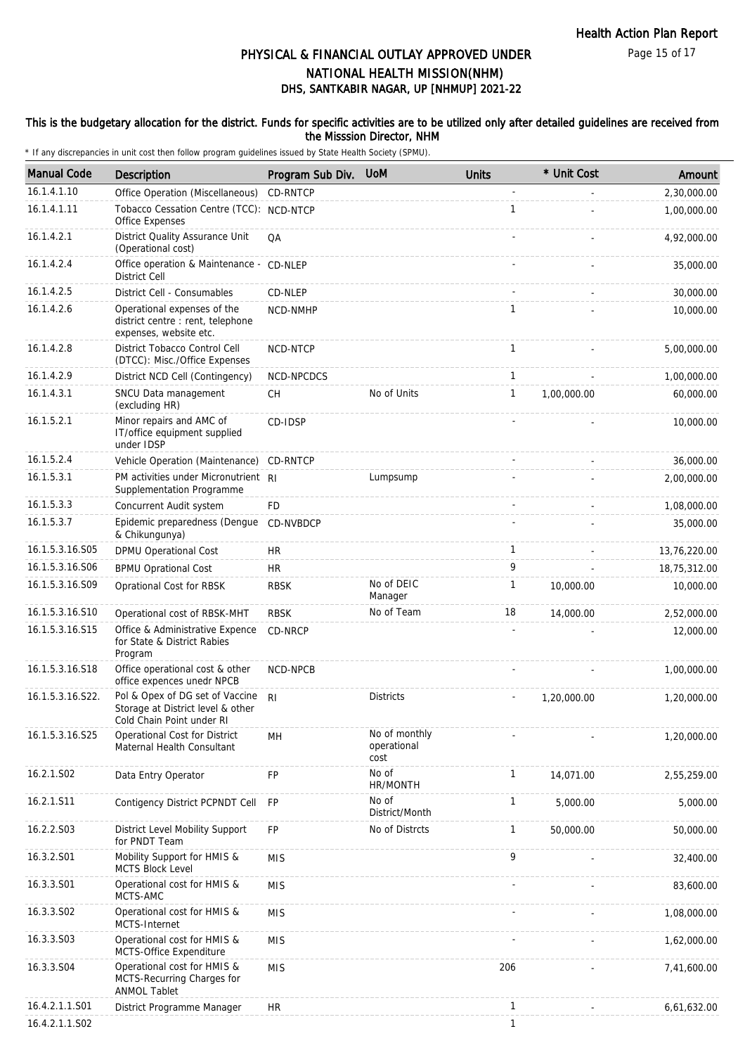# PHYSICAL & FINANCIAL OUTLAY APPROVED UNDER NATIONAL HEALTH MISSION(NHM)
## DHS, SANTKABIR NAGAR, UP [NHMUP] 2021-22

**This is the budgetary allocation for the district. Funds for specific activities are to be utilized only after detailed guidelines are received from the Misssion Director, NHM**

\* If any discrepancies in unit cost then follow program guidelines issued by State Health Society (SPMU).

| Manual Code | Description | Program Sub Div. | UoM | Units | * Unit Cost | Amount |
|---|---|---|---|---|---|---|
| 16.1.4.1.10 | Office Operation (Miscellaneous) | CD-RNTCP | | - | - | 2,30,000.00 |
| 16.1.4.1.11 | Tobacco Cessation Centre (TCC): Office Expenses | NCD-NTCP | | 1 | - | 1,00,000.00 |
| 16.1.4.2.1 | District Quality Assurance Unit (Operational cost) | QA | | - | - | 4,92,000.00 |
| 16.1.4.2.4 | Office operation & Maintenance - District Cell | CD-NLEP | | - | - | 35,000.00 |
| 16.1.4.2.5 | District Cell - Consumables | CD-NLEP | | - | - | 30,000.00 |
| 16.1.4.2.6 | Operational expenses of the district centre : rent, telephone expenses, website etc. | NCD-NMHP | | 1 | - | 10,000.00 |
| 16.1.4.2.8 | District Tobacco Control Cell (DTCC): Misc./Office Expenses | NCD-NTCP | | 1 | - | 5,00,000.00 |
| 16.1.4.2.9 | District NCD Cell (Contingency) | NCD-NPCDCS | | 1 | - | 1,00,000.00 |
| 16.1.4.3.1 | SNCU Data management (excluding HR) | CH | No of Units | 1 | 1,00,000.00 | 60,000.00 |
| 16.1.5.2.1 | Minor repairs and AMC of IT/office equipment supplied under IDSP | CD-IDSP | | - | - | 10,000.00 |
| 16.1.5.2.4 | Vehicle Operation (Maintenance) | CD-RNTCP | | - | - | 36,000.00 |
| 16.1.5.3.1 | PM activities under Micronutrient Supplementation Programme | RI | Lumpsump | - | - | 2,00,000.00 |
| 16.1.5.3.3 | Concurrent Audit system | FD | | - | - | 1,08,000.00 |
| 16.1.5.3.7 | Epidemic preparedness (Dengue & Chikungunya) | CD-NVBDCP | | - | - | 35,000.00 |
| 16.1.5.3.16.S05 | DPMU Operational Cost | HR | | 1 | - | 13,76,220.00 |
| 16.1.5.3.16.S06 | BPMU Oprational Cost | HR | | 9 | - | 18,75,312.00 |
| 16.1.5.3.16.S09 | Oprational Cost for RBSK | RBSK | No of DEIC Manager | 1 | 10,000.00 | 10,000.00 |
| 16.1.5.3.16.S10 | Operational cost of RBSK-MHT | RBSK | No of Team | 18 | 14,000.00 | 2,52,000.00 |
| 16.1.5.3.16.S15 | Office & Administrative Expence for State & District Rabies Program | CD-NRCP | | - | - | 12,000.00 |
| 16.1.5.3.16.S18 | Office operational cost & other office expences unedr NPCB | NCD-NPCB | | - | - | 1,00,000.00 |
| 16.1.5.3.16.S22. | Pol & Opex of DG set of Vaccine Storage at District level & other Cold Chain Point under RI | RI | Districts | - | 1,20,000.00 | 1,20,000.00 |
| 16.1.5.3.16.S25 | Operational Cost for District Maternal Health Consultant | MH | No of monthly operational cost | - | - | 1,20,000.00 |
| 16.2.1.S02 | Data Entry Operator | FP | No of HR/MONTH | 1 | 14,071.00 | 2,55,259.00 |
| 16.2.1.S11 | Contigency District PCPNDT Cell | FP | No of District/Month | 1 | 5,000.00 | 5,000.00 |
| 16.2.2.S03 | District Level Mobility Support for PNDT Team | FP | No of Distrcts | 1 | 50,000.00 | 50,000.00 |
| 16.3.2.S01 | Mobility Support for HMIS & MCTS Block Level | MIS | | 9 | - | 32,400.00 |
| 16.3.3.S01 | Operational cost for HMIS & MCTS-AMC | MIS | | - | - | 83,600.00 |
| 16.3.3.S02 | Operational cost for HMIS & MCTS-Internet | MIS | | - | - | 1,08,000.00 |
| 16.3.3.S03 | Operational cost for HMIS & MCTS-Office Expenditure | MIS | | - | - | 1,62,000.00 |
| 16.3.3.S04 | Operational cost for HMIS & MCTS-Recurring Charges for ANMOL Tablet | MIS | | 206 | - | 7,41,600.00 |
| 16.4.2.1.1.S01 | District Programme Manager | HR | | 1 | - | 6,61,632.00 |
| 16.4.2.1.1.S02 | | | | 1 | | |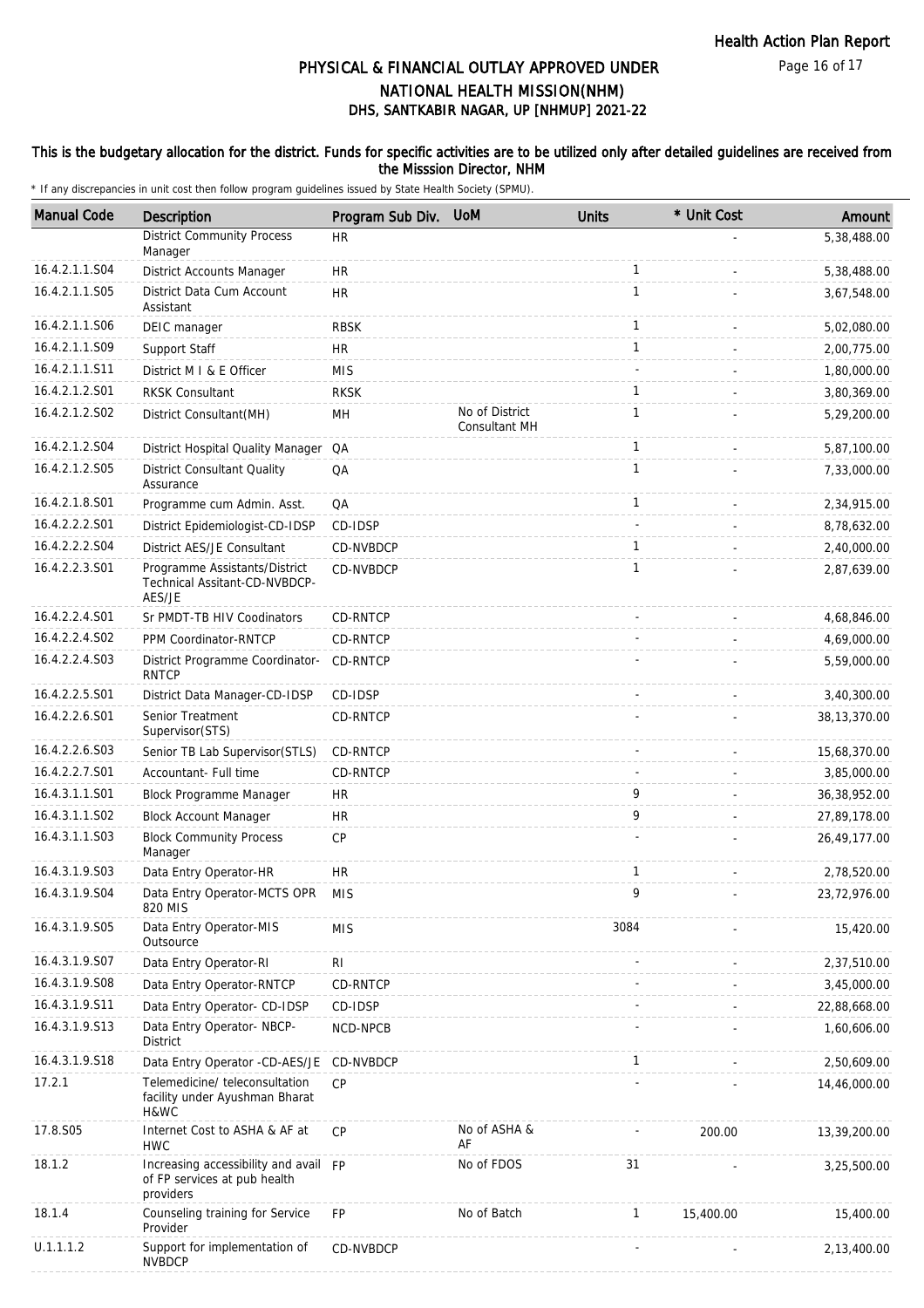# PHYSICAL & FINANCIAL OUTLAY APPROVED UNDER NATIONAL HEALTH MISSION(NHM)

## DHS, SANTKABIR NAGAR, UP [NHMUP] 2021-22

**This is the budgetary allocation for the district. Funds for specific activities are to be utilized only after detailed guidelines are received from the Misssion Director, NHM**

\* If any discrepancies in unit cost then follow program guidelines issued by State Health Society (SPMU).

| Manual Code | Description | Program Sub Div. | UoM | Units | * Unit Cost | Amount |
|---|---|---|---|---|---|---|
| | District Community Process Manager | HR | | | - | 5,38,488.00 |
| 16.4.2.1.1.S04 | District Accounts Manager | HR | | 1 | - | 5,38,488.00 |
| 16.4.2.1.1.S05 | District Data Cum Account Assistant | HR | | 1 | - | 3,67,548.00 |
| 16.4.2.1.1.S06 | DEIC manager | RBSK | | 1 | - | 5,02,080.00 |
| 16.4.2.1.1.S09 | Support Staff | HR | | 1 | - | 2,00,775.00 |
| 16.4.2.1.1.S11 | District M I & E Officer | MIS | | - | - | 1,80,000.00 |
| 16.4.2.1.2.S01 | RKSK Consultant | RKSK | | 1 | - | 3,80,369.00 |
| 16.4.2.1.2.S02 | District Consultant(MH) | MH | No of District Consultant MH | 1 | - | 5,29,200.00 |
| 16.4.2.1.2.S04 | District Hospital Quality Manager | QA | | 1 | - | 5,87,100.00 |
| 16.4.2.1.2.S05 | District Consultant Quality Assurance | QA | | 1 | - | 7,33,000.00 |
| 16.4.2.1.8.S01 | Programme cum Admin. Asst. | QA | | 1 | - | 2,34,915.00 |
| 16.4.2.2.2.S01 | District Epidemiologist-CD-IDSP | CD-IDSP | | - | - | 8,78,632.00 |
| 16.4.2.2.2.S04 | District AES/JE Consultant | CD-NVBDCP | | 1 | - | 2,40,000.00 |
| 16.4.2.2.3.S01 | Programme Assistants/District Technical Assitant-CD-NVBDCP-AES/JE | CD-NVBDCP | | 1 | - | 2,87,639.00 |
| 16.4.2.2.4.S01 | Sr PMDT-TB HIV Coodinators | CD-RNTCP | | - | - | 4,68,846.00 |
| 16.4.2.2.4.S02 | PPM Coordinator-RNTCP | CD-RNTCP | | - | - | 4,69,000.00 |
| 16.4.2.2.4.S03 | District Programme Coordinator-RNTCP | CD-RNTCP | | - | - | 5,59,000.00 |
| 16.4.2.2.5.S01 | District Data Manager-CD-IDSP | CD-IDSP | | - | - | 3,40,300.00 |
| 16.4.2.2.6.S01 | Senior Treatment Supervisor(STS) | CD-RNTCP | | - | - | 38,13,370.00 |
| 16.4.2.2.6.S03 | Senior TB Lab Supervisor(STLS) | CD-RNTCP | | - | - | 15,68,370.00 |
| 16.4.2.2.7.S01 | Accountant- Full time | CD-RNTCP | | - | - | 3,85,000.00 |
| 16.4.3.1.1.S01 | Block Programme Manager | HR | | 9 | - | 36,38,952.00 |
| 16.4.3.1.1.S02 | Block Account Manager | HR | | 9 | - | 27,89,178.00 |
| 16.4.3.1.1.S03 | Block Community Process Manager | CP | | - | - | 26,49,177.00 |
| 16.4.3.1.9.S03 | Data Entry Operator-HR | HR | | 1 | - | 2,78,520.00 |
| 16.4.3.1.9.S04 | Data Entry Operator-MCTS OPR 820 MIS | MIS | | 9 | - | 23,72,976.00 |
| 16.4.3.1.9.S05 | Data Entry Operator-MIS Outsource | MIS | | 3084 | - | 15,420.00 |
| 16.4.3.1.9.S07 | Data Entry Operator-RI | RI | | - | - | 2,37,510.00 |
| 16.4.3.1.9.S08 | Data Entry Operator-RNTCP | CD-RNTCP | | - | - | 3,45,000.00 |
| 16.4.3.1.9.S11 | Data Entry Operator- CD-IDSP | CD-IDSP | | - | - | 22,88,668.00 |
| 16.4.3.1.9.S13 | Data Entry Operator- NBCP-District | NCD-NPCB | | - | - | 1,60,606.00 |
| 16.4.3.1.9.S18 | Data Entry Operator -CD-AES/JE | CD-NVBDCP | | 1 | - | 2,50,609.00 |
| 17.2.1 | Telemedicine/ teleconsultation facility under Ayushman Bharat H&WC | CP | | - | - | 14,46,000.00 |
| 17.8.S05 | Internet Cost to ASHA & AF at HWC | CP | No of ASHA & AF | - | 200.00 | 13,39,200.00 |
| 18.1.2 | Increasing accessibility and avail of FP services at pub health providers | FP | No of FDOS | 31 | - | 3,25,500.00 |
| 18.1.4 | Counseling training for Service Provider | FP | No of Batch | 1 | 15,400.00 | 15,400.00 |
| U.1.1.1.2 | Support for implementation of NVBDCP | CD-NVBDCP | | - | - | 2,13,400.00 |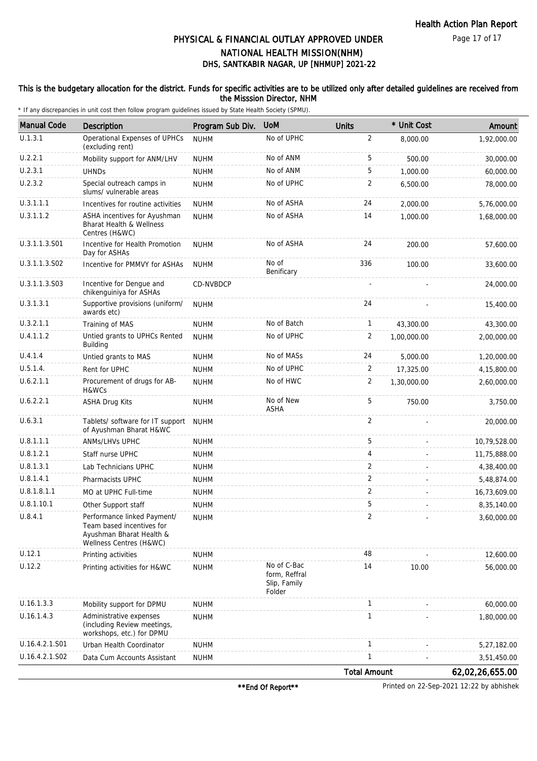# PHYSICAL & FINANCIAL OUTLAY APPROVED UNDER NATIONAL HEALTH MISSION(NHM)

## DHS, SANTKABIR NAGAR, UP [NHMUP] 2021-22

**This is the budgetary allocation for the district. Funds for specific activities are to be utilized only after detailed guidelines are received from the Misssion Director, NHM**

* If any discrepancies in unit cost then follow program guidelines issued by State Health Society (SPMU).

| Manual Code | Description | Program Sub Div. | UoM | Units | * Unit Cost | Amount |
|---|---|---|---|---|---|---|
| U.1.3.1 | Operational Expenses of UPHCs (excluding rent) | NUHM | No of UPHC | 2 | 8,000.00 | 1,92,000.00 |
| U.2.2.1 | Mobility support for ANM/LHV | NUHM | No of ANM | 5 | 500.00 | 30,000.00 |
| U.2.3.1 | UHNDs | NUHM | No of ANM | 5 | 1,000.00 | 60,000.00 |
| U.2.3.2 | Special outreach camps in slums/ vulnerable areas | NUHM | No of UPHC | 2 | 6,500.00 | 78,000.00 |
| U.3.1.1.1 | Incentives for routine activities | NUHM | No of ASHA | 24 | 2,000.00 | 5,76,000.00 |
| U.3.1.1.2 | ASHA incentives for Ayushman Bharat Health & Wellness Centres (H&WC) | NUHM | No of ASHA | 14 | 1,000.00 | 1,68,000.00 |
| U.3.1.1.3.S01 | Incentive for Health Promotion Day for ASHAs | NUHM | No of ASHA | 24 | 200.00 | 57,600.00 |
| U.3.1.1.3.S02 | Incentive for PMMVY for ASHAs | NUHM | No of Benificary | 336 | 100.00 | 33,600.00 |
| U.3.1.1.3.S03 | Incentive for Dengue and chikenguiniya for ASHAs | CD-NVBDCP | | - | - | 24,000.00 |
| U.3.1.3.1 | Supportive provisions (uniform/ awards etc) | NUHM | | 24 | - | 15,400.00 |
| U.3.2.1.1 | Training of MAS | NUHM | No of Batch | 1 | 43,300.00 | 43,300.00 |
| U.4.1.1.2 | Untied grants to UPHCs Rented Building | NUHM | No of UPHC | 2 | 1,00,000.00 | 2,00,000.00 |
| U.4.1.4 | Untied grants to MAS | NUHM | No of MASs | 24 | 5,000.00 | 1,20,000.00 |
| U.5.1.4. | Rent for UPHC | NUHM | No of UPHC | 2 | 17,325.00 | 4,15,800.00 |
| U.6.2.1.1 | Procurement of drugs for AB-H&WCs | NUHM | No of HWC | 2 | 1,30,000.00 | 2,60,000.00 |
| U.6.2.2.1 | ASHA Drug Kits | NUHM | No of New ASHA | 5 | 750.00 | 3,750.00 |
| U.6.3.1 | Tablets/ software for IT support of Ayushman Bharat H&WC | NUHM | | 2 | - | 20,000.00 |
| U.8.1.1.1 | ANMs/LHVs UPHC | NUHM | | 5 | - | 10,79,528.00 |
| U.8.1.2.1 | Staff nurse UPHC | NUHM | | 4 | - | 11,75,888.00 |
| U.8.1.3.1 | Lab Technicians UPHC | NUHM | | 2 | - | 4,38,400.00 |
| U.8.1.4.1 | Pharmacists UPHC | NUHM | | 2 | - | 5,48,874.00 |
| U.8.1.8.1.1 | MO at UPHC Full-time | NUHM | | 2 | - | 16,73,609.00 |
| U.8.1.10.1 | Other Support staff | NUHM | | 5 | - | 8,35,140.00 |
| U.8.4.1 | Performance linked Payment/ Team based incentives for Ayushman Bharat Health & Wellness Centres (H&WC) | NUHM | | 2 | - | 3,60,000.00 |
| U.12.1 | Printing activities | NUHM | | 48 | - | 12,600.00 |
| U.12.2 | Printing activities for H&WC | NUHM | No of C-Bac form, Reffral Slip, Family Folder | 14 | 10.00 | 56,000.00 |
| U.16.1.3.3 | Mobility support for DPMU | NUHM | | 1 | - | 60,000.00 |
| U.16.1.4.3 | Administrative expenses (including Review meetings, workshops, etc.) for DPMU | NUHM | | 1 | - | 1,80,000.00 |
| U.16.4.2.1.S01 | Urban Health Coordinator | NUHM | | 1 | - | 5,27,182.00 |
| U.16.4.2.1.S02 | Data Cum Accounts Assistant | NUHM | | 1 | - | 3,51,450.00 |
| | | | | **Total Amount** | | **62,02,26,655.00** |

**\*\*End Of Report\*\***

Printed on 22-Sep-2021 12:22 by abhishek